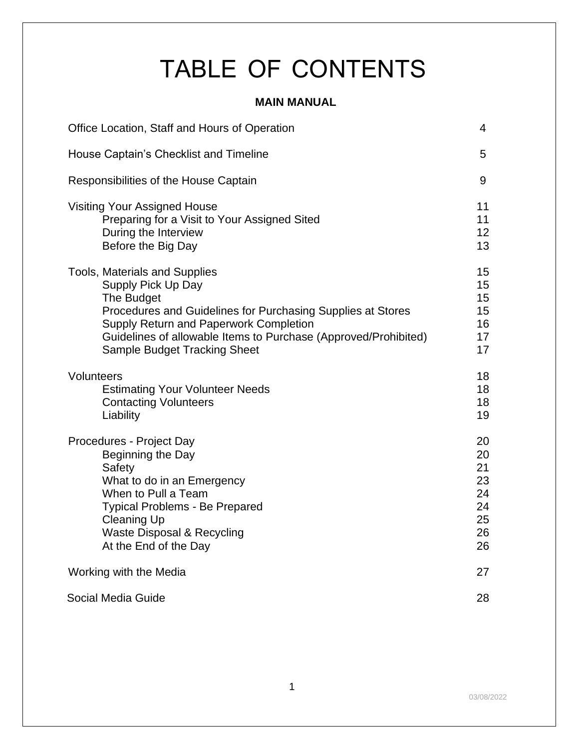# TABLE OF CONTENTS

**MAIN MANUAL**

| | |
|---|---|
| Office Location, Staff and Hours of Operation | 4 |
| House Captain's Checklist and Timeline | 5 |
| Responsibilities of the House Captain | 9 |
| Visiting Your Assigned House | 11 |
| Preparing for a Visit to Your Assigned Sited | 11 |
| During the Interview | 12 |
| Before the Big Day | 13 |
| Tools, Materials and Supplies | 15 |
| Supply Pick Up Day | 15 |
| The Budget | 15 |
| Procedures and Guidelines for Purchasing Supplies at Stores | 15 |
| Supply Return and Paperwork Completion | 16 |
| Guidelines of allowable Items to Purchase (Approved/Prohibited) | 17 |
| Sample Budget Tracking Sheet | 17 |
| Volunteers | 18 |
| Estimating Your Volunteer Needs | 18 |
| Contacting Volunteers | 18 |
| Liability | 19 |
| Procedures - Project Day | 20 |
| Beginning the Day | 20 |
| Safety | 21 |
| What to do in an Emergency | 23 |
| When to Pull a Team | 24 |
| Typical Problems - Be Prepared | 24 |
| Cleaning Up | 25 |
| Waste Disposal & Recycling | 26 |
| At the End of the Day | 26 |
| Working with the Media | 27 |
| Social Media Guide | 28 |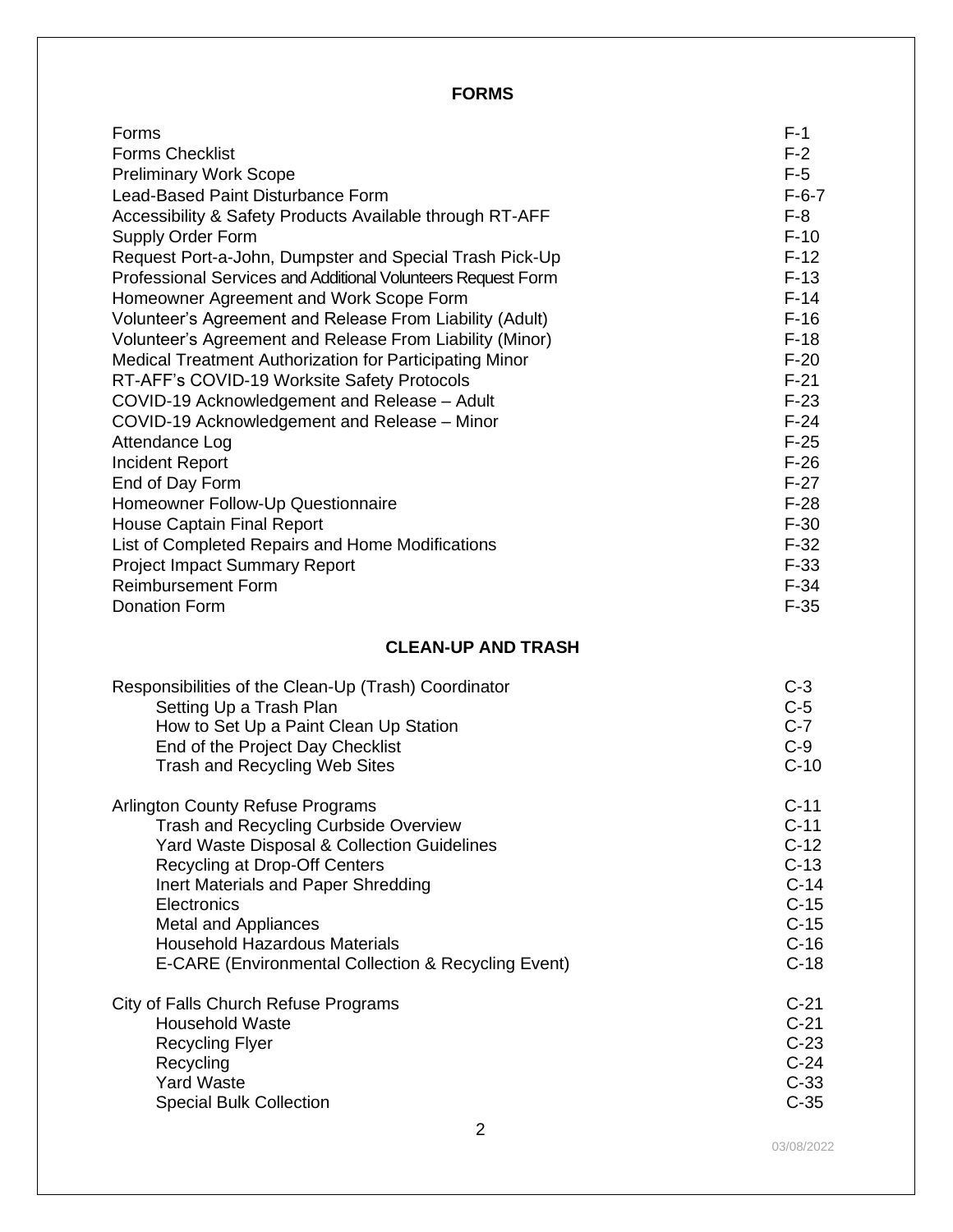## FORMS

| | |
|---|---|
| Forms | F-1 |
| Forms Checklist | F-2 |
| Preliminary Work Scope | F-5 |
| Lead-Based Paint Disturbance Form | F-6-7 |
| Accessibility & Safety Products Available through RT-AFF | F-8 |
| Supply Order Form | F-10 |
| Request Port-a-John, Dumpster and Special Trash Pick-Up | F-12 |
| Professional Services and Additional Volunteers Request Form | F-13 |
| Homeowner Agreement and Work Scope Form | F-14 |
| Volunteer's Agreement and Release From Liability (Adult) | F-16 |
| Volunteer's Agreement and Release From Liability (Minor) | F-18 |
| Medical Treatment Authorization for Participating Minor | F-20 |
| RT-AFF's COVID-19 Worksite Safety Protocols | F-21 |
| COVID-19 Acknowledgement and Release – Adult | F-23 |
| COVID-19 Acknowledgement and Release – Minor | F-24 |
| Attendance Log | F-25 |
| Incident Report | F-26 |
| End of Day Form | F-27 |
| Homeowner Follow-Up Questionnaire | F-28 |
| House Captain Final Report | F-30 |
| List of Completed Repairs and Home Modifications | F-32 |
| Project Impact Summary Report | F-33 |
| Reimbursement Form | F-34 |
| Donation Form | F-35 |

## CLEAN-UP AND TRASH

| | |
|---|---|
| Responsibilities of the Clean-Up (Trash) Coordinator | C-3 |
| Setting Up a Trash Plan | C-5 |
| How to Set Up a Paint Clean Up Station | C-7 |
| End of the Project Day Checklist | C-9 |
| Trash and Recycling Web Sites | C-10 |
| Arlington County Refuse Programs | C-11 |
| Trash and Recycling Curbside Overview | C-11 |
| Yard Waste Disposal & Collection Guidelines | C-12 |
| Recycling at Drop-Off Centers | C-13 |
| Inert Materials and Paper Shredding | C-14 |
| Electronics | C-15 |
| Metal and Appliances | C-15 |
| Household Hazardous Materials | C-16 |
| E-CARE (Environmental Collection & Recycling Event) | C-18 |
| City of Falls Church Refuse Programs | C-21 |
| Household Waste | C-21 |
| Recycling Flyer | C-23 |
| Recycling | C-24 |
| Yard Waste | C-33 |
| Special Bulk Collection | C-35 |

03/08/2022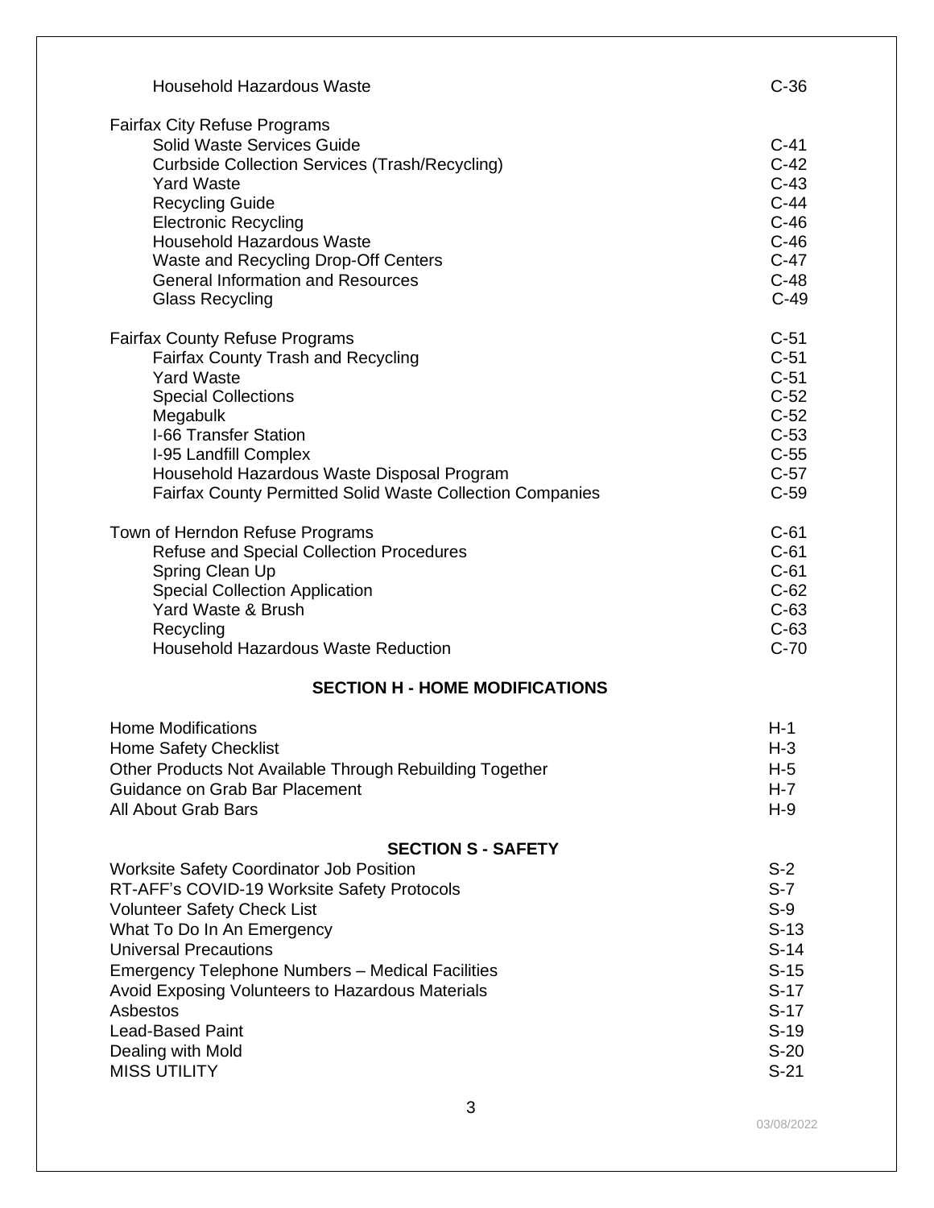| | |
|---|---|
| Household Hazardous Waste | C-36 |
| Fairfax City Refuse Programs | |
| Solid Waste Services Guide | C-41 |
| Curbside Collection Services (Trash/Recycling) | C-42 |
| Yard Waste | C-43 |
| Recycling Guide | C-44 |
| Electronic Recycling | C-46 |
| Household Hazardous Waste | C-46 |
| Waste and Recycling Drop-Off Centers | C-47 |
| General Information and Resources | C-48 |
| Glass Recycling | C-49 |
| Fairfax County Refuse Programs | C-51 |
| Fairfax County Trash and Recycling | C-51 |
| Yard Waste | C-51 |
| Special Collections | C-52 |
| Megabulk | C-52 |
| I-66 Transfer Station | C-53 |
| I-95 Landfill Complex | C-55 |
| Household Hazardous Waste Disposal Program | C-57 |
| Fairfax County Permitted Solid Waste Collection Companies | C-59 |
| Town of Herndon Refuse Programs | C-61 |
| Refuse and Special Collection Procedures | C-61 |
| Spring Clean Up | C-61 |
| Special Collection Application | C-62 |
| Yard Waste & Brush | C-63 |
| Recycling | C-63 |
| Household Hazardous Waste Reduction | C-70 |

## SECTION H - HOME MODIFICATIONS

| | |
|---|---|
| Home Modifications | H-1 |
| Home Safety Checklist | H-3 |
| Other Products Not Available Through Rebuilding Together | H-5 |
| Guidance on Grab Bar Placement | H-7 |
| All About Grab Bars | H-9 |

## SECTION S - SAFETY

| | |
|---|---|
| Worksite Safety Coordinator Job Position | S-2 |
| RT-AFF's COVID-19 Worksite Safety Protocols | S-7 |
| Volunteer Safety Check List | S-9 |
| What To Do In An Emergency | S-13 |
| Universal Precautions | S-14 |
| Emergency Telephone Numbers – Medical Facilities | S-15 |
| Avoid Exposing Volunteers to Hazardous Materials | S-17 |
| Asbestos | S-17 |
| Lead-Based Paint | S-19 |
| Dealing with Mold | S-20 |
| MISS UTILITY | S-21 |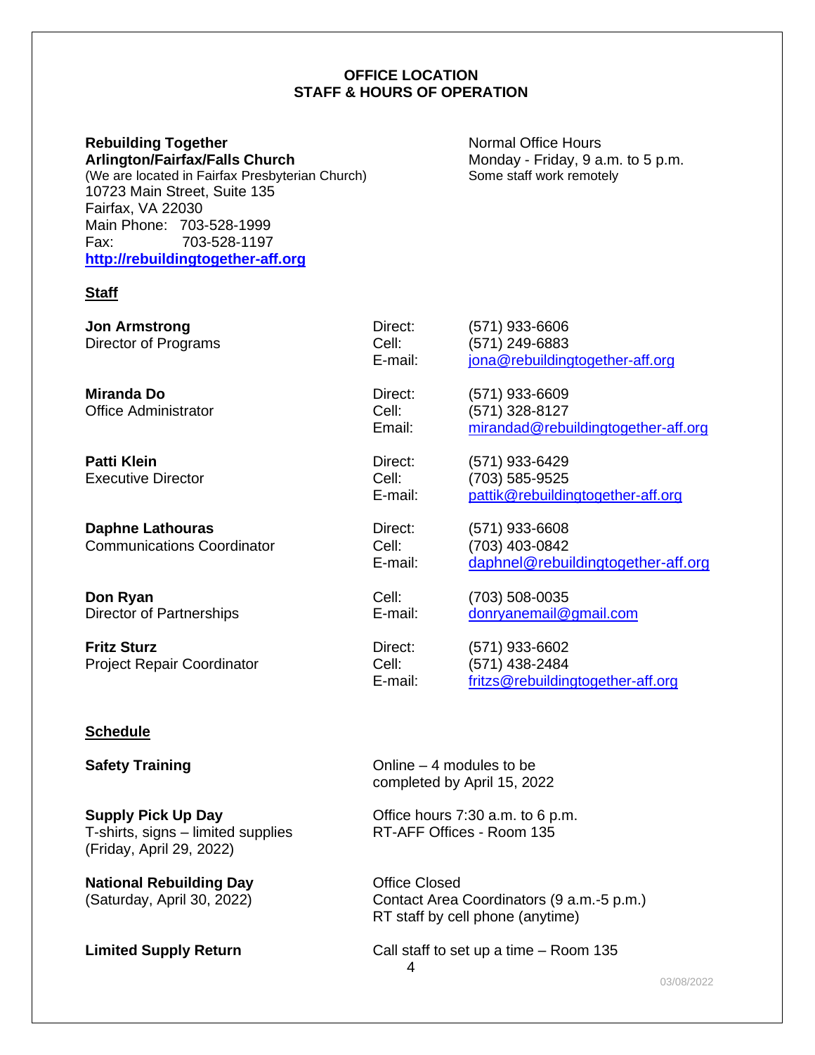# OFFICE LOCATION
# STAFF & HOURS OF OPERATION

**Rebuilding Together**
**Arlington/Fairfax/Falls Church**
(We are located in Fairfax Presbyterian Church)
10723 Main Street, Suite 135
Fairfax, VA 22030
Main Phone: 703-528-1999
Fax: 703-528-1197
**http://rebuildingtogether-aff.org**

Normal Office Hours
Monday - Friday, 9 a.m. to 5 p.m.
Some staff work remotely

## Staff

| | | |
|---|---|---|
| **Jon Armstrong**<br>Director of Programs | Direct:<br>Cell:<br>E-mail: | (571) 933-6606<br>(571) 249-6883<br>jona@rebuildingtogether-aff.org |
| **Miranda Do**<br>Office Administrator | Direct:<br>Cell:<br>Email: | (571) 933-6609<br>(571) 328-8127<br>mirandad@rebuildingtogether-aff.org |
| **Patti Klein**<br>Executive Director | Direct:<br>Cell:<br>E-mail: | (571) 933-6429<br>(703) 585-9525<br>pattik@rebuildingtogether-aff.org |
| **Daphne Lathouras**<br>Communications Coordinator | Direct:<br>Cell:<br>E-mail: | (571) 933-6608<br>(703) 403-0842<br>daphnel@rebuildingtogether-aff.org |
| **Don Ryan**<br>Director of Partnerships | Cell:<br>E-mail: | (703) 508-0035<br>donryanemail@gmail.com |
| **Fritz Sturz**<br>Project Repair Coordinator | Direct:<br>Cell:<br>E-mail: | (571) 933-6602<br>(571) 438-2484<br>fritzs@rebuildingtogether-aff.org |

## Schedule

| | |
|---|---|
| **Safety Training** | Online – 4 modules to be completed by April 15, 2022 |
| **Supply Pick Up Day**<br>T-shirts, signs – limited supplies<br>(Friday, April 29, 2022) | Office hours 7:30 a.m. to 6 p.m.<br>RT-AFF Offices - Room 135 |
| **National Rebuilding Day**<br>(Saturday, April 30, 2022) | Office Closed<br>Contact Area Coordinators (9 a.m.-5 p.m.)<br>RT staff by cell phone (anytime) |
| **Limited Supply Return** | Call staff to set up a time – Room 135 |

03/08/2022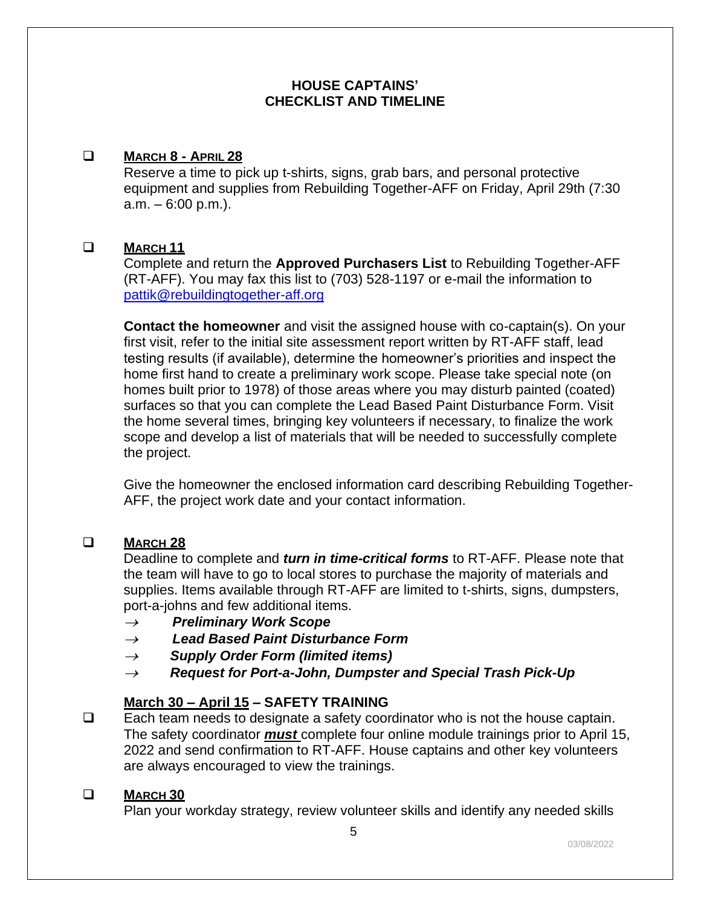## HOUSE CAPTAINS' CHECKLIST AND TIMELINE

- [ ] **MARCH 8 - APRIL 28**

  Reserve a time to pick up t-shirts, signs, grab bars, and personal protective equipment and supplies from Rebuilding Together-AFF on Friday, April 29th (7:30 a.m. – 6:00 p.m.).

- [ ] **MARCH 11**

  Complete and return the **Approved Purchasers List** to Rebuilding Together-AFF (RT-AFF). You may fax this list to (703) 528-1197 or e-mail the information to pattik@rebuildingtogether-aff.org

  **Contact the homeowner** and visit the assigned house with co-captain(s). On your first visit, refer to the initial site assessment report written by RT-AFF staff, lead testing results (if available), determine the homeowner's priorities and inspect the home first hand to create a preliminary work scope. Please take special note (on homes built prior to 1978) of those areas where you may disturb painted (coated) surfaces so that you can complete the Lead Based Paint Disturbance Form. Visit the home several times, bringing key volunteers if necessary, to finalize the work scope and develop a list of materials that will be needed to successfully complete the project.

  Give the homeowner the enclosed information card describing Rebuilding Together-AFF, the project work date and your contact information.

- [ ] **MARCH 28**

  Deadline to complete and ***turn in time-critical forms*** to RT-AFF. Please note that the team will have to go to local stores to purchase the majority of materials and supplies. Items available through RT-AFF are limited to t-shirts, signs, dumpsters, port-a-johns and few additional items.

  → ***Preliminary Work Scope***
  → ***Lead Based Paint Disturbance Form***
  → ***Supply Order Form (limited items)***
  → ***Request for Port-a-John, Dumpster and Special Trash Pick-Up***

  **March 30 – April 15 – SAFETY TRAINING**

- [ ] Each team needs to designate a safety coordinator who is not the house captain. The safety coordinator ***must*** complete four online module trainings prior to April 15, 2022 and send confirmation to RT-AFF. House captains and other key volunteers are always encouraged to view the trainings.

- [ ] **MARCH 30**

  Plan your workday strategy, review volunteer skills and identify any needed skills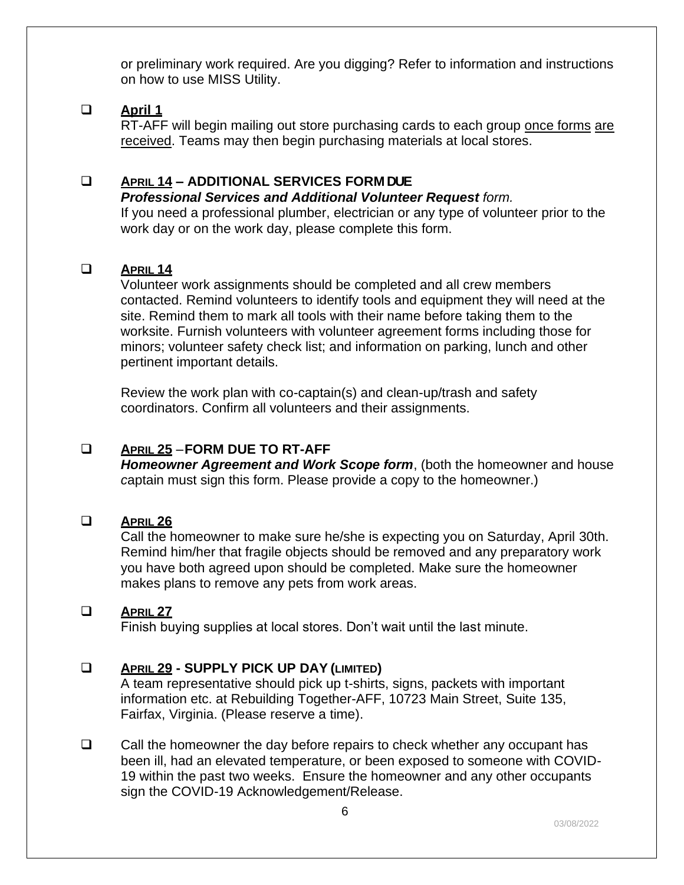or preliminary work required. Are you digging? Refer to information and instructions on how to use MISS Utility.

- ❑ **April 1**

  RT-AFF will begin mailing out store purchasing cards to each group once forms are received. Teams may then begin purchasing materials at local stores.

- ❑ **April 14 – ADDITIONAL SERVICES FORM DUE**

  ***Professional Services and Additional Volunteer Request*** *form.*

  If you need a professional plumber, electrician or any type of volunteer prior to the work day or on the work day, please complete this form.

- ❑ **April 14**

  Volunteer work assignments should be completed and all crew members contacted. Remind volunteers to identify tools and equipment they will need at the site. Remind them to mark all tools with their name before taking them to the worksite. Furnish volunteers with volunteer agreement forms including those for minors; volunteer safety check list; and information on parking, lunch and other pertinent important details.

  Review the work plan with co-captain(s) and clean-up/trash and safety coordinators. Confirm all volunteers and their assignments.

- ❑ **April 25 –FORM DUE TO RT-AFF**

  ***Homeowner Agreement and Work Scope form***, (both the homeowner and house *c*aptain must sign this form. Please provide a copy to the homeowner.)

- ❑ **April 26**

  Call the homeowner to make sure he/she is expecting you on Saturday, April 30th. Remind him/her that fragile objects should be removed and any preparatory work you have both agreed upon should be completed. Make sure the homeowner makes plans to remove any pets from work areas.

- ❑ **April 27**

  Finish buying supplies at local stores. Don't wait until the last minute.

- ❑ **April 29 - SUPPLY PICK UP DAY (LIMITED)**

  A team representative should pick up t-shirts, signs, packets with important information etc. at Rebuilding Together-AFF, 10723 Main Street, Suite 135, Fairfax, Virginia. (Please reserve a time).

- ❑ Call the homeowner the day before repairs to check whether any occupant has been ill, had an elevated temperature, or been exposed to someone with COVID-19 within the past two weeks. Ensure the homeowner and any other occupants sign the COVID-19 Acknowledgement/Release.

03/08/2022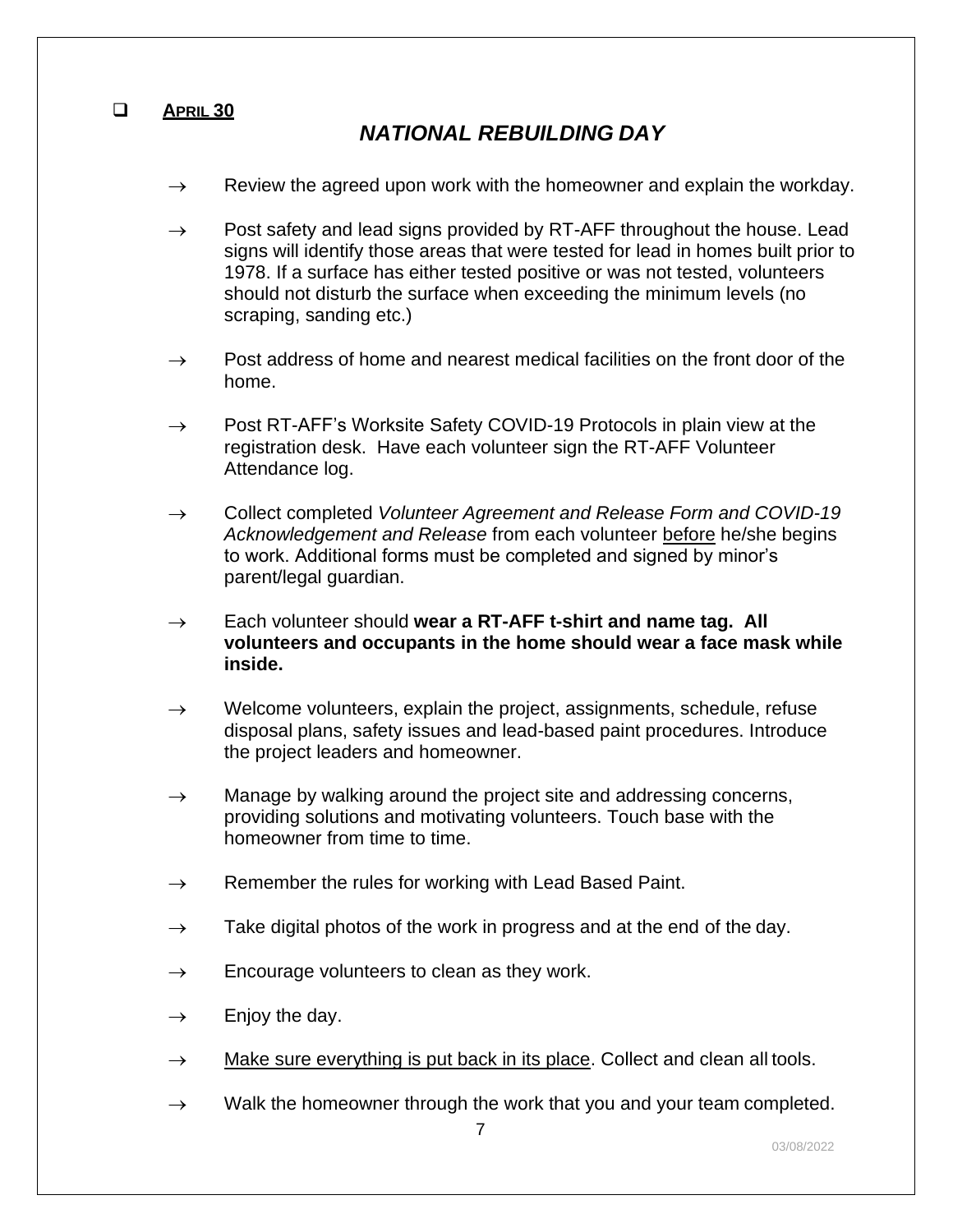- **April 30**

## *NATIONAL REBUILDING DAY*

→ Review the agreed upon work with the homeowner and explain the workday.

→ Post safety and lead signs provided by RT-AFF throughout the house. Lead signs will identify those areas that were tested for lead in homes built prior to 1978. If a surface has either tested positive or was not tested, volunteers should not disturb the surface when exceeding the minimum levels (no scraping, sanding etc.)

→ Post address of home and nearest medical facilities on the front door of the home.

→ Post RT-AFF's Worksite Safety COVID-19 Protocols in plain view at the registration desk. Have each volunteer sign the RT-AFF Volunteer Attendance log.

→ Collect completed *Volunteer Agreement and Release Form and COVID-19 Acknowledgement and Release* from each volunteer <u>before</u> he/she begins to work. Additional forms must be completed and signed by minor's parent/legal guardian.

→ Each volunteer should **wear a RT-AFF t-shirt and name tag. All volunteers and occupants in the home should wear a face mask while inside.**

→ Welcome volunteers, explain the project, assignments, schedule, refuse disposal plans, safety issues and lead-based paint procedures. Introduce the project leaders and homeowner.

→ Manage by walking around the project site and addressing concerns, providing solutions and motivating volunteers. Touch base with the homeowner from time to time.

→ Remember the rules for working with Lead Based Paint.

→ Take digital photos of the work in progress and at the end of the day.

→ Encourage volunteers to clean as they work.

→ Enjoy the day.

→ <u>Make sure everything is put back in its place</u>. Collect and clean all tools.

→ Walk the homeowner through the work that you and your team completed.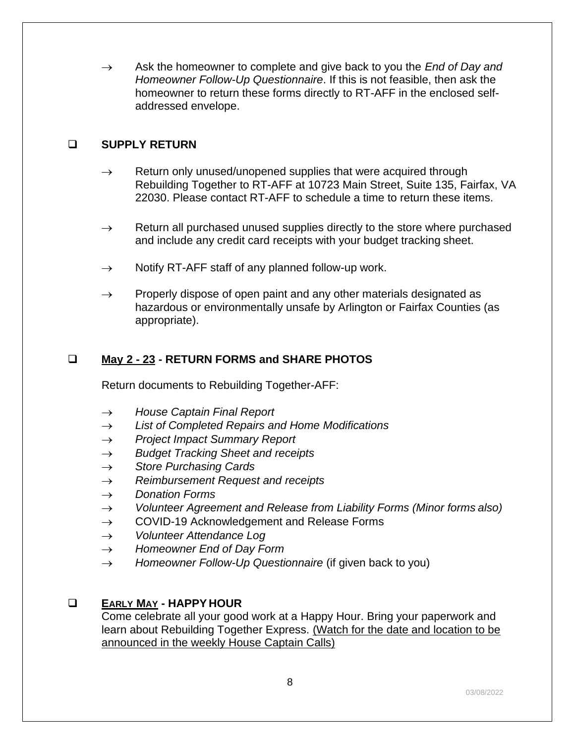→ Ask the homeowner to complete and give back to you the *End of Day and Homeowner Follow-Up Questionnaire*. If this is not feasible, then ask the homeowner to return these forms directly to RT-AFF in the enclosed self-addressed envelope.

❑ **SUPPLY RETURN**

→ Return only unused/unopened supplies that were acquired through Rebuilding Together to RT-AFF at 10723 Main Street, Suite 135, Fairfax, VA 22030. Please contact RT-AFF to schedule a time to return these items.

→ Return all purchased unused supplies directly to the store where purchased and include any credit card receipts with your budget tracking sheet.

→ Notify RT-AFF staff of any planned follow-up work.

→ Properly dispose of open paint and any other materials designated as hazardous or environmentally unsafe by Arlington or Fairfax Counties (as appropriate).

❑ **<u>May 2 - 23</u> - RETURN FORMS and SHARE PHOTOS**

Return documents to Rebuilding Together-AFF:

→ *House Captain Final Report*
→ *List of Completed Repairs and Home Modifications*
→ *Project Impact Summary Report*
→ *Budget Tracking Sheet and receipts*
→ *Store Purchasing Cards*
→ *Reimbursement Request and receipts*
→ *Donation Forms*
→ *Volunteer Agreement and Release from Liability Forms (Minor forms also)*
→ COVID-19 Acknowledgement and Release Forms
→ *Volunteer Attendance Log*
→ *Homeowner End of Day Form*
→ *Homeowner Follow-Up Questionnaire* (if given back to you)

❑ **<u>EARLY MAY</u> - HAPPY HOUR**

Come celebrate all your good work at a Happy Hour. Bring your paperwork and learn about Rebuilding Together Express. <u>(Watch for the date and location to be announced in the weekly House Captain Calls)</u>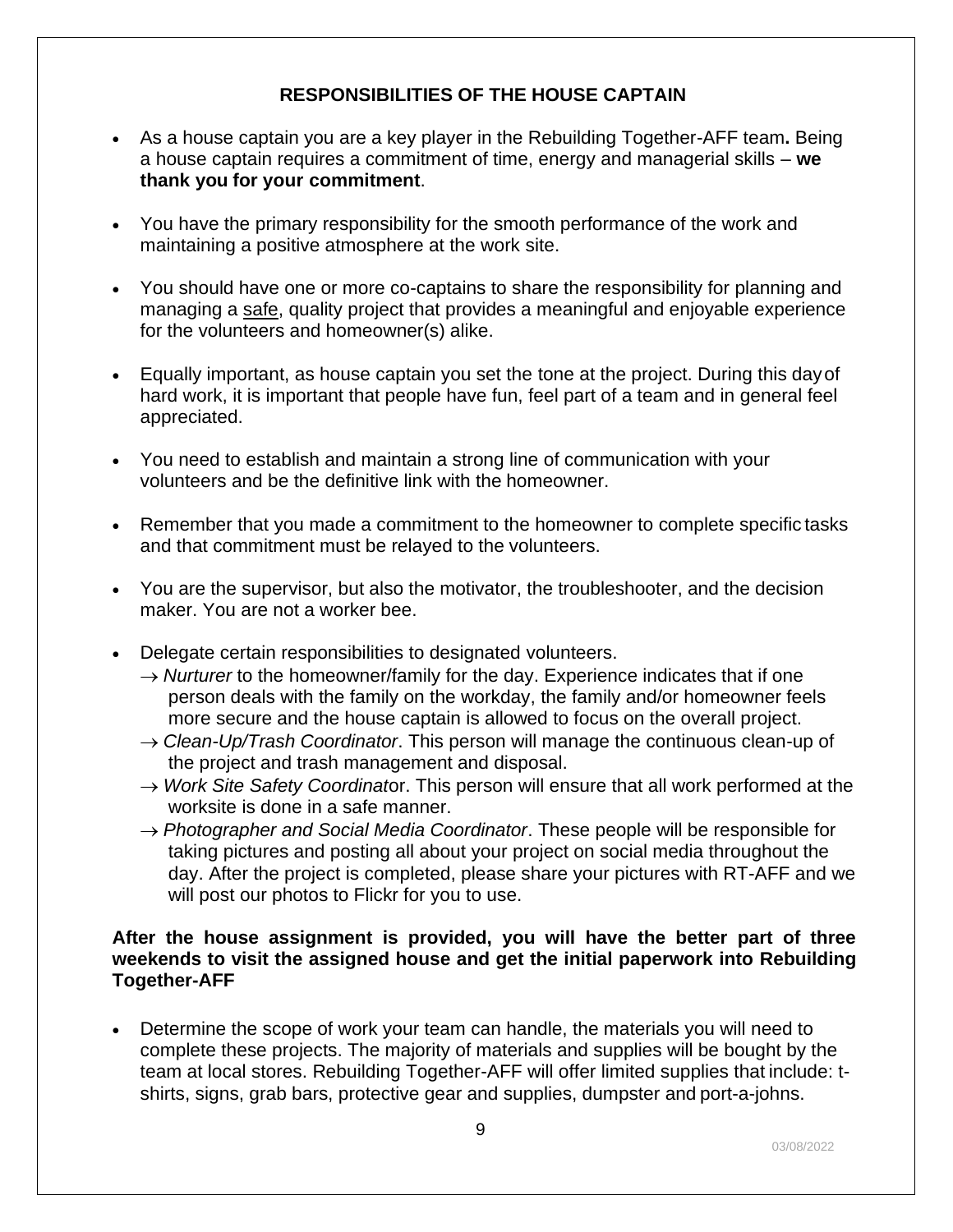## RESPONSIBILITIES OF THE HOUSE CAPTAIN

- As a house captain you are a key player in the Rebuilding Together-AFF team**.** Being a house captain requires a commitment of time, energy and managerial skills – **we thank you for your commitment**.
- You have the primary responsibility for the smooth performance of the work and maintaining a positive atmosphere at the work site.
- You should have one or more co-captains to share the responsibility for planning and managing a <u>safe</u>, quality project that provides a meaningful and enjoyable experience for the volunteers and homeowner(s) alike.
- Equally important, as house captain you set the tone at the project. During this day of hard work, it is important that people have fun, feel part of a team and in general feel appreciated.
- You need to establish and maintain a strong line of communication with your volunteers and be the definitive link with the homeowner.
- Remember that you made a commitment to the homeowner to complete specific tasks and that commitment must be relayed to the volunteers.
- You are the supervisor, but also the motivator, the troubleshooter, and the decision maker. You are not a worker bee.
- Delegate certain responsibilities to designated volunteers.
  - → *Nurturer* to the homeowner/family for the day. Experience indicates that if one person deals with the family on the workday, the family and/or homeowner feels more secure and the house captain is allowed to focus on the overall project.
  - → *Clean-Up/Trash Coordinator*. This person will manage the continuous clean-up of the project and trash management and disposal.
  - → *Work Site Safety Coordinat*or. This person will ensure that all work performed at the worksite is done in a safe manner.
  - → *Photographer and Social Media Coordinator*. These people will be responsible for taking pictures and posting all about your project on social media throughout the day. After the project is completed, please share your pictures with RT-AFF and we will post our photos to Flickr for you to use.

**After the house assignment is provided, you will have the better part of three weekends to visit the assigned house and get the initial paperwork into Rebuilding Together-AFF**

- Determine the scope of work your team can handle, the materials you will need to complete these projects. The majority of materials and supplies will be bought by the team at local stores. Rebuilding Together-AFF will offer limited supplies that include: t-shirts, signs, grab bars, protective gear and supplies, dumpster and port-a-johns.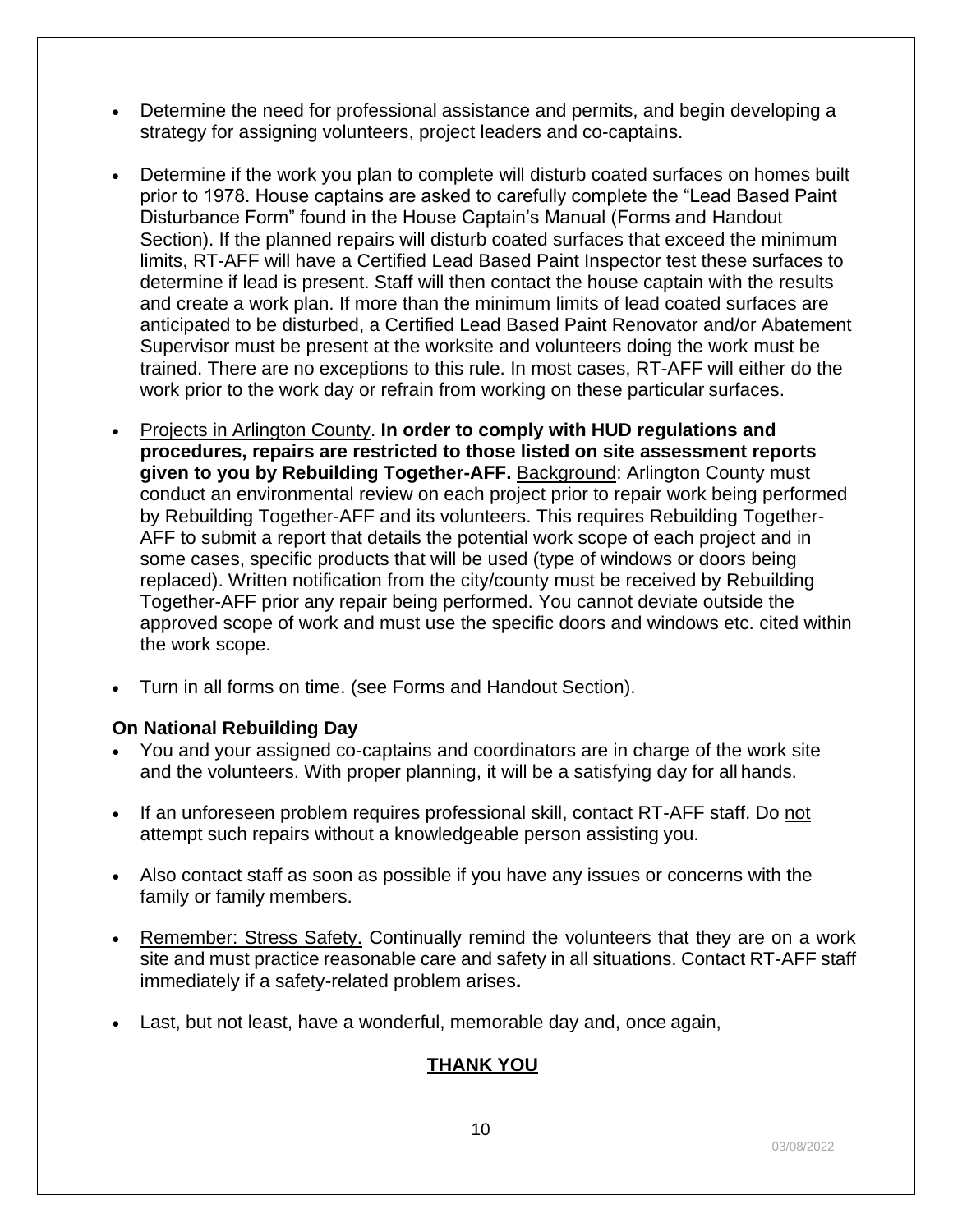- Determine the need for professional assistance and permits, and begin developing a strategy for assigning volunteers, project leaders and co-captains.

- Determine if the work you plan to complete will disturb coated surfaces on homes built prior to 1978. House captains are asked to carefully complete the "Lead Based Paint Disturbance Form" found in the House Captain's Manual (Forms and Handout Section). If the planned repairs will disturb coated surfaces that exceed the minimum limits, RT-AFF will have a Certified Lead Based Paint Inspector test these surfaces to determine if lead is present. Staff will then contact the house captain with the results and create a work plan. If more than the minimum limits of lead coated surfaces are anticipated to be disturbed, a Certified Lead Based Paint Renovator and/or Abatement Supervisor must be present at the worksite and volunteers doing the work must be trained. There are no exceptions to this rule. In most cases, RT-AFF will either do the work prior to the work day or refrain from working on these particular surfaces.

- Projects in Arlington County. **In order to comply with HUD regulations and procedures, repairs are restricted to those listed on site assessment reports given to you by Rebuilding Together-AFF.** Background: Arlington County must conduct an environmental review on each project prior to repair work being performed by Rebuilding Together-AFF and its volunteers. This requires Rebuilding Together-AFF to submit a report that details the potential work scope of each project and in some cases, specific products that will be used (type of windows or doors being replaced). Written notification from the city/county must be received by Rebuilding Together-AFF prior any repair being performed. You cannot deviate outside the approved scope of work and must use the specific doors and windows etc. cited within the work scope.

- Turn in all forms on time. (see Forms and Handout Section).

**On National Rebuilding Day**

- You and your assigned co-captains and coordinators are in charge of the work site and the volunteers. With proper planning, it will be a satisfying day for all hands.

- If an unforeseen problem requires professional skill, contact RT-AFF staff. Do not attempt such repairs without a knowledgeable person assisting you.

- Also contact staff as soon as possible if you have any issues or concerns with the family or family members.

- Remember: Stress Safety. Continually remind the volunteers that they are on a work site and must practice reasonable care and safety in all situations. Contact RT-AFF staff immediately if a safety-related problem arises**.**

- Last, but not least, have a wonderful, memorable day and, once again,

**THANK YOU**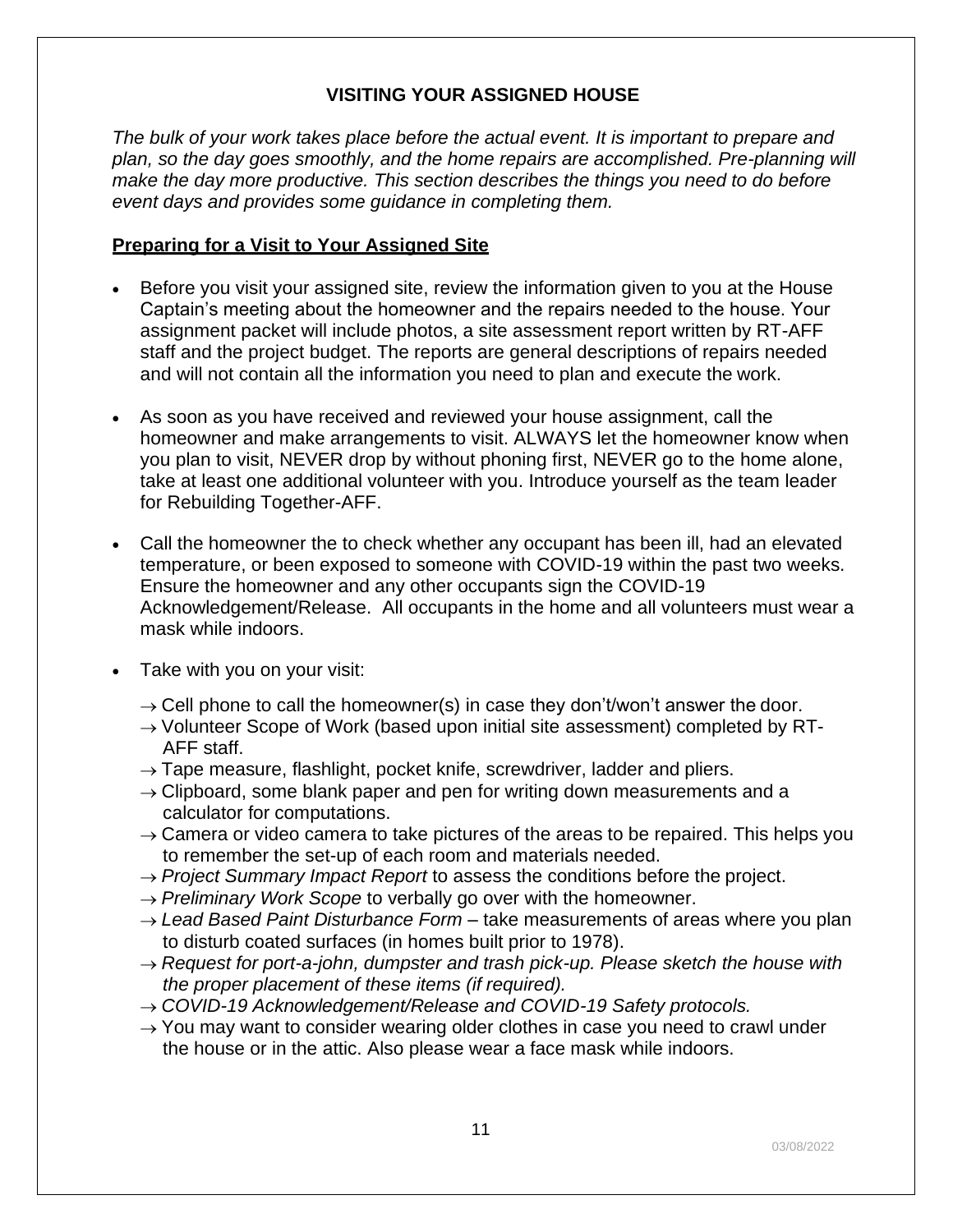## VISITING YOUR ASSIGNED HOUSE

*The bulk of your work takes place before the actual event. It is important to prepare and plan, so the day goes smoothly, and the home repairs are accomplished. Pre-planning will make the day more productive. This section describes the things you need to do before event days and provides some guidance in completing them.*

### Preparing for a Visit to Your Assigned Site

- Before you visit your assigned site, review the information given to you at the House Captain's meeting about the homeowner and the repairs needed to the house. Your assignment packet will include photos, a site assessment report written by RT-AFF staff and the project budget. The reports are general descriptions of repairs needed and will not contain all the information you need to plan and execute the work.
- As soon as you have received and reviewed your house assignment, call the homeowner and make arrangements to visit. ALWAYS let the homeowner know when you plan to visit, NEVER drop by without phoning first, NEVER go to the home alone, take at least one additional volunteer with you. Introduce yourself as the team leader for Rebuilding Together-AFF.
- Call the homeowner the to check whether any occupant has been ill, had an elevated temperature, or been exposed to someone with COVID-19 within the past two weeks. Ensure the homeowner and any other occupants sign the COVID-19 Acknowledgement/Release. All occupants in the home and all volunteers must wear a mask while indoors.
- Take with you on your visit:
  - → Cell phone to call the homeowner(s) in case they don't/won't answer the door.
  - → Volunteer Scope of Work (based upon initial site assessment) completed by RT-AFF staff.
  - → Tape measure, flashlight, pocket knife, screwdriver, ladder and pliers.
  - → Clipboard, some blank paper and pen for writing down measurements and a calculator for computations.
  - → Camera or video camera to take pictures of the areas to be repaired. This helps you to remember the set-up of each room and materials needed.
  - → *Project Summary Impact Report* to assess the conditions before the project.
  - → *Preliminary Work Scope* to verbally go over with the homeowner.
  - → *Lead Based Paint Disturbance Form* – take measurements of areas where you plan to disturb coated surfaces (in homes built prior to 1978).
  - → *Request for port-a-john, dumpster and trash pick-up. Please sketch the house with the proper placement of these items (if required).*
  - → *COVID-19 Acknowledgement/Release and COVID-19 Safety protocols.*
  - → You may want to consider wearing older clothes in case you need to crawl under the house or in the attic. Also please wear a face mask while indoors.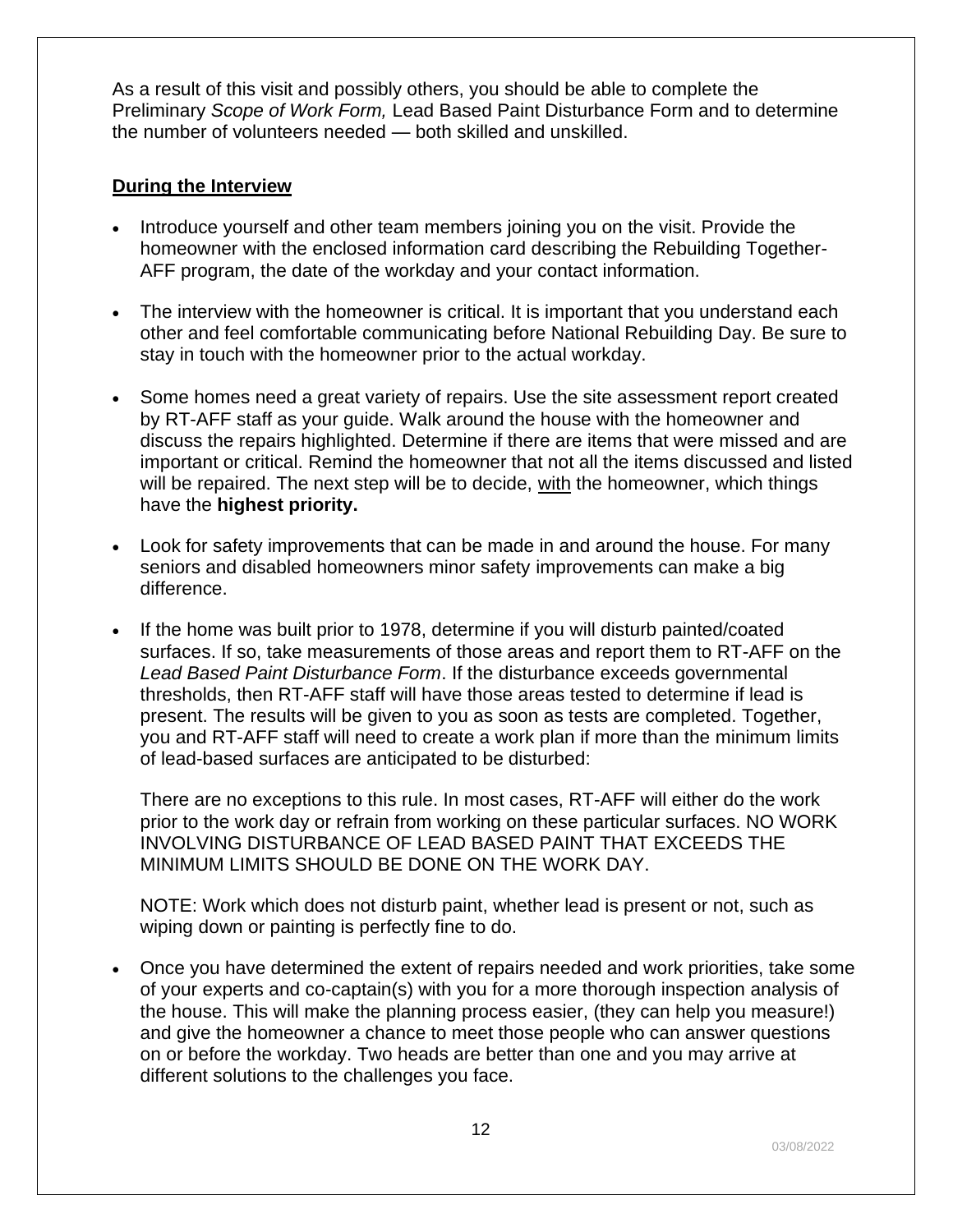As a result of this visit and possibly others, you should be able to complete the Preliminary *Scope of Work Form,* Lead Based Paint Disturbance Form and to determine the number of volunteers needed — both skilled and unskilled.

**During the Interview**

- Introduce yourself and other team members joining you on the visit. Provide the homeowner with the enclosed information card describing the Rebuilding Together-AFF program, the date of the workday and your contact information.
- The interview with the homeowner is critical. It is important that you understand each other and feel comfortable communicating before National Rebuilding Day. Be sure to stay in touch with the homeowner prior to the actual workday.
- Some homes need a great variety of repairs. Use the site assessment report created by RT-AFF staff as your guide. Walk around the house with the homeowner and discuss the repairs highlighted. Determine if there are items that were missed and are important or critical. Remind the homeowner that not all the items discussed and listed will be repaired. The next step will be to decide, with the homeowner, which things have the **highest priority.**
- Look for safety improvements that can be made in and around the house. For many seniors and disabled homeowners minor safety improvements can make a big difference.
- If the home was built prior to 1978, determine if you will disturb painted/coated surfaces. If so, take measurements of those areas and report them to RT-AFF on the *Lead Based Paint Disturbance Form*. If the disturbance exceeds governmental thresholds, then RT-AFF staff will have those areas tested to determine if lead is present. The results will be given to you as soon as tests are completed. Together, you and RT-AFF staff will need to create a work plan if more than the minimum limits of lead-based surfaces are anticipated to be disturbed:

  There are no exceptions to this rule. In most cases, RT-AFF will either do the work prior to the work day or refrain from working on these particular surfaces. NO WORK INVOLVING DISTURBANCE OF LEAD BASED PAINT THAT EXCEEDS THE MINIMUM LIMITS SHOULD BE DONE ON THE WORK DAY.

  NOTE: Work which does not disturb paint, whether lead is present or not, such as wiping down or painting is perfectly fine to do.
- Once you have determined the extent of repairs needed and work priorities, take some of your experts and co-captain(s) with you for a more thorough inspection analysis of the house. This will make the planning process easier, (they can help you measure!) and give the homeowner a chance to meet those people who can answer questions on or before the workday. Two heads are better than one and you may arrive at different solutions to the challenges you face.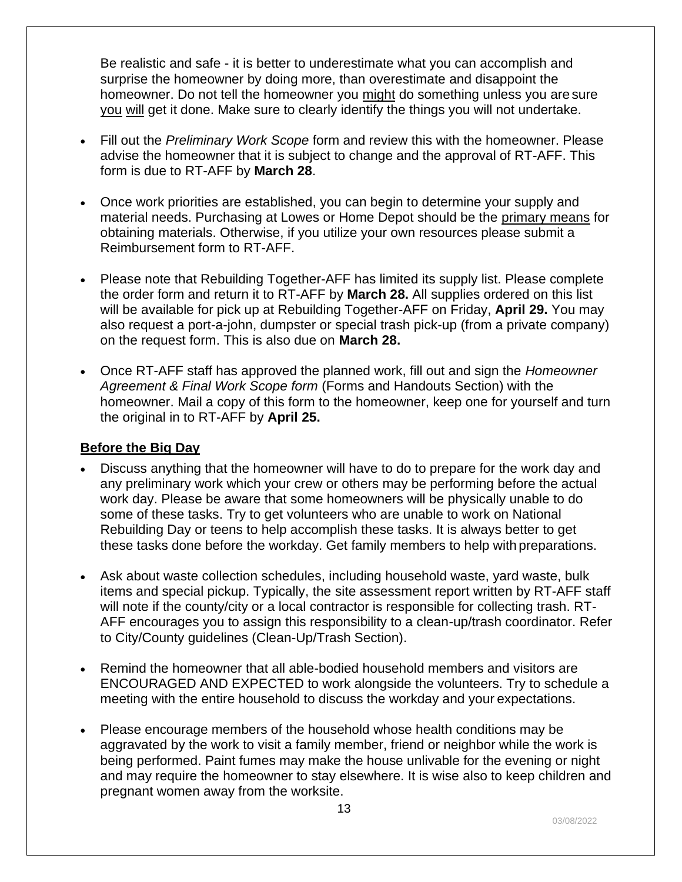Be realistic and safe - it is better to underestimate what you can accomplish and surprise the homeowner by doing more, than overestimate and disappoint the homeowner. Do not tell the homeowner you <u>might</u> do something unless you are sure <u>you</u> <u>will</u> get it done. Make sure to clearly identify the things you will not undertake.

- Fill out the *Preliminary Work Scope* form and review this with the homeowner. Please advise the homeowner that it is subject to change and the approval of RT-AFF. This form is due to RT-AFF by **March 28**.
- Once work priorities are established, you can begin to determine your supply and material needs. Purchasing at Lowes or Home Depot should be the <u>primary means</u> for obtaining materials. Otherwise, if you utilize your own resources please submit a Reimbursement form to RT-AFF.
- Please note that Rebuilding Together-AFF has limited its supply list. Please complete the order form and return it to RT-AFF by **March 28.** All supplies ordered on this list will be available for pick up at Rebuilding Together-AFF on Friday, **April 29.** You may also request a port-a-john, dumpster or special trash pick-up (from a private company) on the request form. This is also due on **March 28.**
- Once RT-AFF staff has approved the planned work, fill out and sign the *Homeowner Agreement & Final Work Scope form* (Forms and Handouts Section) with the homeowner. Mail a copy of this form to the homeowner, keep one for yourself and turn the original in to RT-AFF by **April 25.**

## Before the Big Day

- Discuss anything that the homeowner will have to do to prepare for the work day and any preliminary work which your crew or others may be performing before the actual work day. Please be aware that some homeowners will be physically unable to do some of these tasks. Try to get volunteers who are unable to work on National Rebuilding Day or teens to help accomplish these tasks. It is always better to get these tasks done before the workday. Get family members to help with preparations.
- Ask about waste collection schedules, including household waste, yard waste, bulk items and special pickup. Typically, the site assessment report written by RT-AFF staff will note if the county/city or a local contractor is responsible for collecting trash. RT-AFF encourages you to assign this responsibility to a clean-up/trash coordinator. Refer to City/County guidelines (Clean-Up/Trash Section).
- Remind the homeowner that all able-bodied household members and visitors are ENCOURAGED AND EXPECTED to work alongside the volunteers. Try to schedule a meeting with the entire household to discuss the workday and your expectations.
- Please encourage members of the household whose health conditions may be aggravated by the work to visit a family member, friend or neighbor while the work is being performed. Paint fumes may make the house unlivable for the evening or night and may require the homeowner to stay elsewhere. It is wise also to keep children and pregnant women away from the worksite.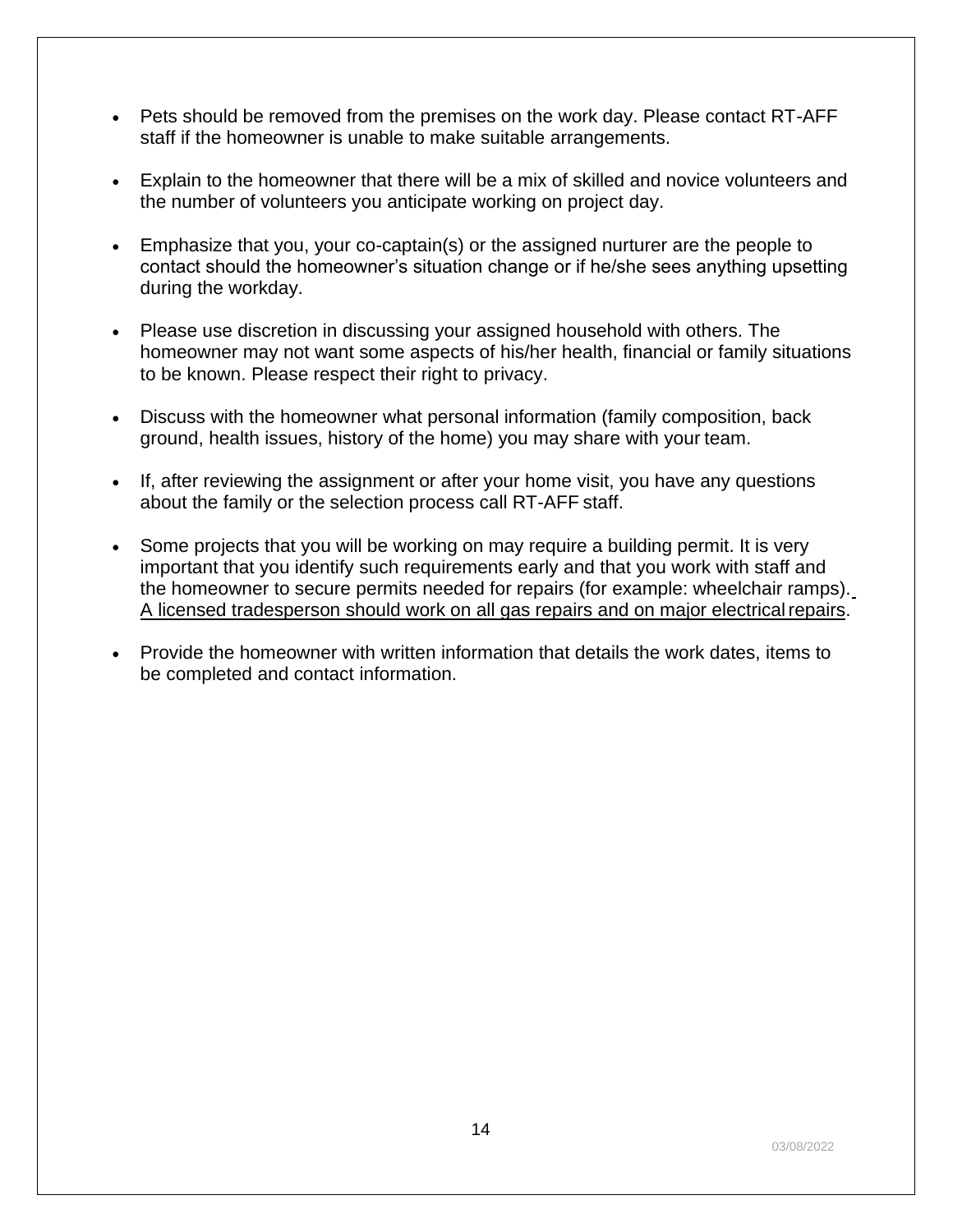- Pets should be removed from the premises on the work day. Please contact RT-AFF staff if the homeowner is unable to make suitable arrangements.
- Explain to the homeowner that there will be a mix of skilled and novice volunteers and the number of volunteers you anticipate working on project day.
- Emphasize that you, your co-captain(s) or the assigned nurturer are the people to contact should the homeowner's situation change or if he/she sees anything upsetting during the workday.
- Please use discretion in discussing your assigned household with others. The homeowner may not want some aspects of his/her health, financial or family situations to be known. Please respect their right to privacy.
- Discuss with the homeowner what personal information (family composition, back ground, health issues, history of the home) you may share with your team.
- If, after reviewing the assignment or after your home visit, you have any questions about the family or the selection process call RT-AFF staff.
- Some projects that you will be working on may require a building permit. It is very important that you identify such requirements early and that you work with staff and the homeowner to secure permits needed for repairs (for example: wheelchair ramps). <u>A licensed tradesperson should work on all gas repairs and on major electrical repairs</u>.
- Provide the homeowner with written information that details the work dates, items to be completed and contact information.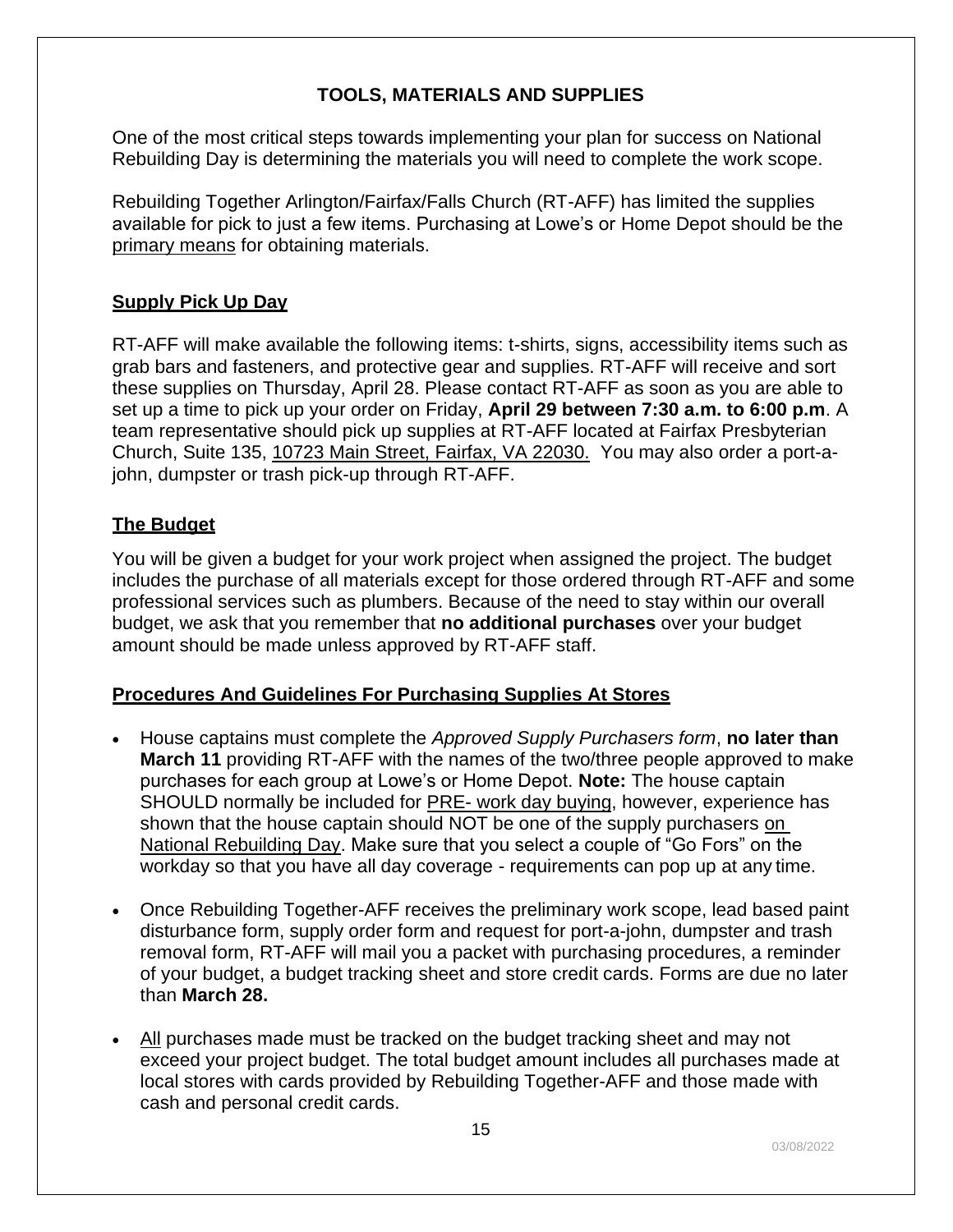# TOOLS, MATERIALS AND SUPPLIES

One of the most critical steps towards implementing your plan for success on National Rebuilding Day is determining the materials you will need to complete the work scope.

Rebuilding Together Arlington/Fairfax/Falls Church (RT-AFF) has limited the supplies available for pick to just a few items. Purchasing at Lowe's or Home Depot should be the primary means for obtaining materials.

## Supply Pick Up Day

RT-AFF will make available the following items: t-shirts, signs, accessibility items such as grab bars and fasteners, and protective gear and supplies. RT-AFF will receive and sort these supplies on Thursday, April 28. Please contact RT-AFF as soon as you are able to set up a time to pick up your order on Friday, **April 29 between 7:30 a.m. to 6:00 p.m**. A team representative should pick up supplies at RT-AFF located at Fairfax Presbyterian Church, Suite 135, 10723 Main Street, Fairfax, VA 22030. You may also order a port-a-john, dumpster or trash pick-up through RT-AFF.

## The Budget

You will be given a budget for your work project when assigned the project. The budget includes the purchase of all materials except for those ordered through RT-AFF and some professional services such as plumbers. Because of the need to stay within our overall budget, we ask that you remember that **no additional purchases** over your budget amount should be made unless approved by RT-AFF staff.

## Procedures And Guidelines For Purchasing Supplies At Stores

- House captains must complete the *Approved Supply Purchasers form*, **no later than March 11** providing RT-AFF with the names of the two/three people approved to make purchases for each group at Lowe's or Home Depot. **Note:** The house captain SHOULD normally be included for PRE- work day buying, however, experience has shown that the house captain should NOT be one of the supply purchasers on National Rebuilding Day. Make sure that you select a couple of "Go Fors" on the workday so that you have all day coverage - requirements can pop up at any time.
- Once Rebuilding Together-AFF receives the preliminary work scope, lead based paint disturbance form, supply order form and request for port-a-john, dumpster and trash removal form, RT-AFF will mail you a packet with purchasing procedures, a reminder of your budget, a budget tracking sheet and store credit cards. Forms are due no later than **March 28.**
- All purchases made must be tracked on the budget tracking sheet and may not exceed your project budget. The total budget amount includes all purchases made at local stores with cards provided by Rebuilding Together-AFF and those made with cash and personal credit cards.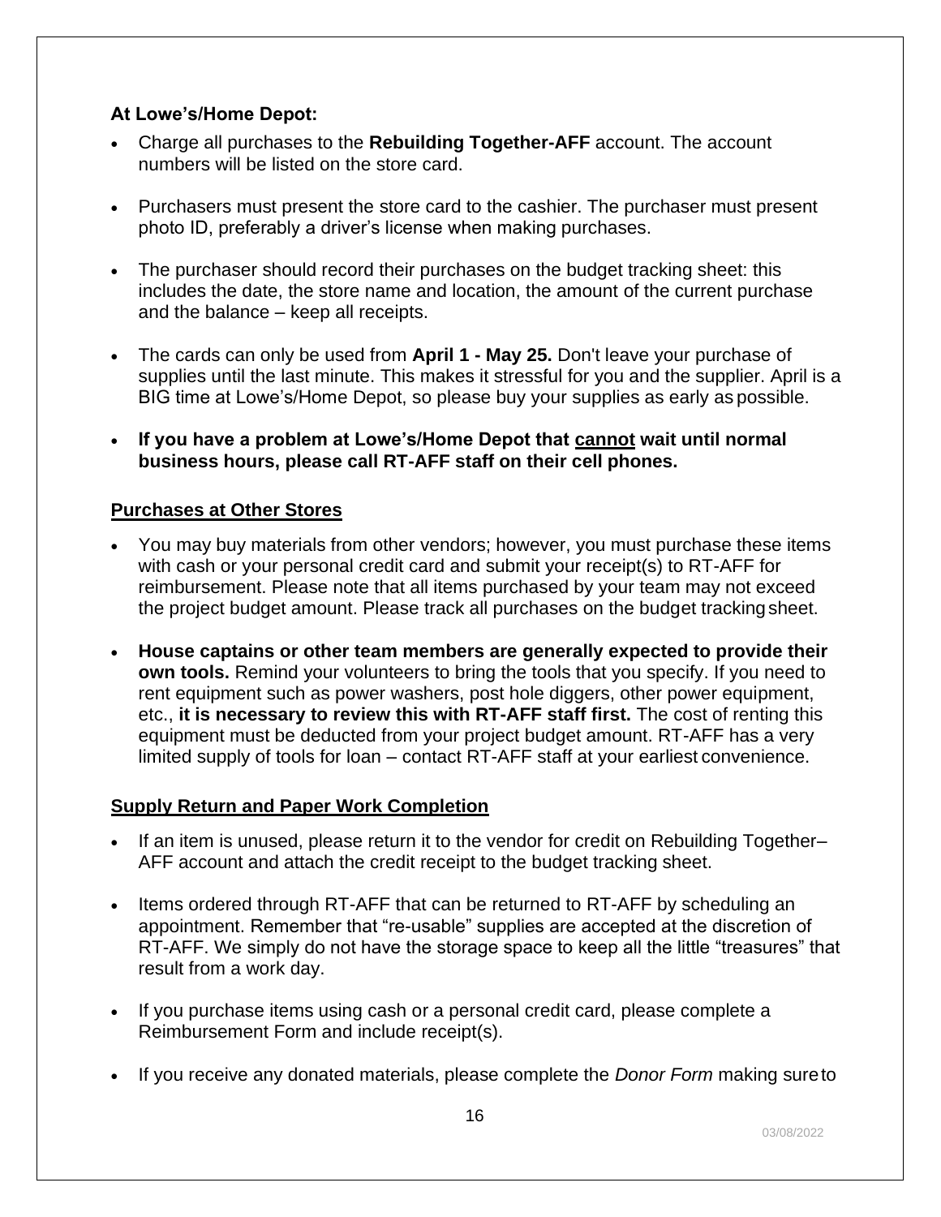**At Lowe's/Home Depot:**

- Charge all purchases to the **Rebuilding Together-AFF** account. The account numbers will be listed on the store card.
- Purchasers must present the store card to the cashier. The purchaser must present photo ID, preferably a driver's license when making purchases.
- The purchaser should record their purchases on the budget tracking sheet: this includes the date, the store name and location, the amount of the current purchase and the balance – keep all receipts.
- The cards can only be used from **April 1 - May 25.** Don't leave your purchase of supplies until the last minute. This makes it stressful for you and the supplier. April is a BIG time at Lowe's/Home Depot, so please buy your supplies as early as possible.
- **If you have a problem at Lowe's/Home Depot that <u>cannot</u> wait until normal business hours, please call RT-AFF staff on their cell phones.**

## <u>Purchases at Other Stores</u>

- You may buy materials from other vendors; however, you must purchase these items with cash or your personal credit card and submit your receipt(s) to RT-AFF for reimbursement. Please note that all items purchased by your team may not exceed the project budget amount. Please track all purchases on the budget tracking sheet.
- **House captains or other team members are generally expected to provide their own tools.** Remind your volunteers to bring the tools that you specify. If you need to rent equipment such as power washers, post hole diggers, other power equipment, etc., **it is necessary to review this with RT-AFF staff first.** The cost of renting this equipment must be deducted from your project budget amount. RT-AFF has a very limited supply of tools for loan – contact RT-AFF staff at your earliest convenience.

## <u>Supply Return and Paper Work Completion</u>

- If an item is unused, please return it to the vendor for credit on Rebuilding Together–AFF account and attach the credit receipt to the budget tracking sheet.
- Items ordered through RT-AFF that can be returned to RT-AFF by scheduling an appointment. Remember that "re-usable" supplies are accepted at the discretion of RT-AFF. We simply do not have the storage space to keep all the little "treasures" that result from a work day.
- If you purchase items using cash or a personal credit card, please complete a Reimbursement Form and include receipt(s).
- If you receive any donated materials, please complete the *Donor Form* making sure to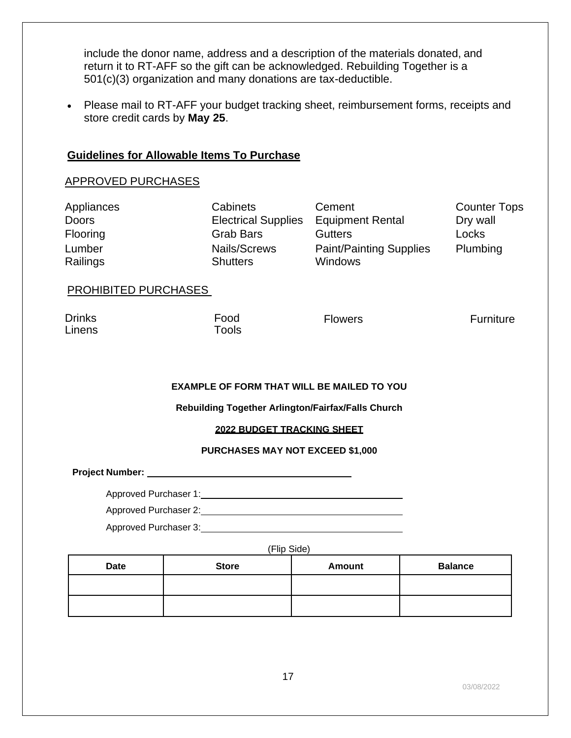include the donor name, address and a description of the materials donated, and return it to RT-AFF so the gift can be acknowledged. Rebuilding Together is a 501(c)(3) organization and many donations are tax-deductible.

- Please mail to RT-AFF your budget tracking sheet, reimbursement forms, receipts and store credit cards by **May 25**.

## Guidelines for Allowable Items To Purchase

APPROVED PURCHASES

| | | | |
|---|---|---|---|
| Appliances | Cabinets | Cement | Counter Tops |
| Doors | Electrical Supplies | Equipment Rental | Dry wall |
| Flooring | Grab Bars | Gutters | Locks |
| Lumber | Nails/Screws | Paint/Painting Supplies | Plumbing |
| Railings | Shutters | Windows | |

PROHIBITED PURCHASES

| | | | |
|---|---|---|---|
| Drinks | Food | Flowers | Furniture |
| Linens | Tools | | |

**EXAMPLE OF FORM THAT WILL BE MAILED TO YOU**

**Rebuilding Together Arlington/Fairfax/Falls Church**

**2022 BUDGET TRACKING SHEET**

**PURCHASES MAY NOT EXCEED $1,000**

**Project Number:** ______________________

Approved Purchaser 1: ______________________

Approved Purchaser 2: ______________________

Approved Purchaser 3: ______________________

(Flip Side)

| Date | Store | Amount | Balance |
|---|---|---|---|
| | | | |
| | | | |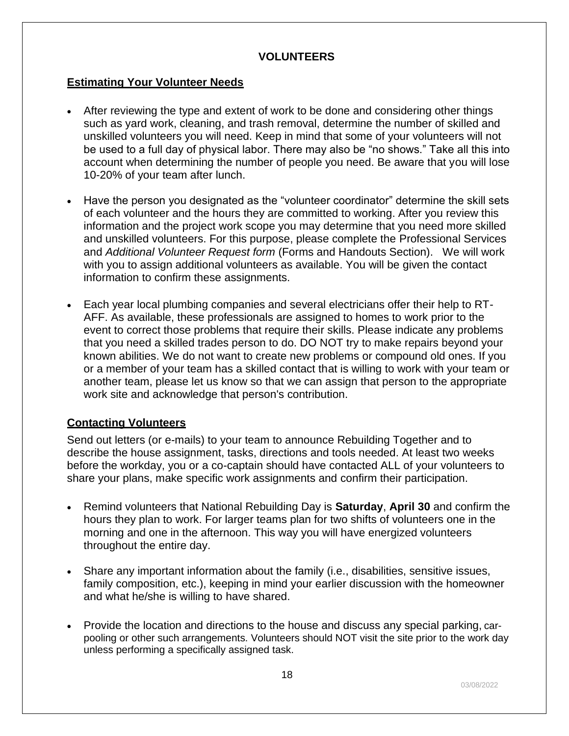## VOLUNTEERS

### Estimating Your Volunteer Needs

- After reviewing the type and extent of work to be done and considering other things such as yard work, cleaning, and trash removal, determine the number of skilled and unskilled volunteers you will need. Keep in mind that some of your volunteers will not be used to a full day of physical labor. There may also be "no shows." Take all this into account when determining the number of people you need. Be aware that you will lose 10-20% of your team after lunch.

- Have the person you designated as the "volunteer coordinator" determine the skill sets of each volunteer and the hours they are committed to working. After you review this information and the project work scope you may determine that you need more skilled and unskilled volunteers. For this purpose, please complete the Professional Services and *Additional Volunteer Request form* (Forms and Handouts Section). We will work with you to assign additional volunteers as available. You will be given the contact information to confirm these assignments.

- Each year local plumbing companies and several electricians offer their help to RT-AFF. As available, these professionals are assigned to homes to work prior to the event to correct those problems that require their skills. Please indicate any problems that you need a skilled trades person to do. DO NOT try to make repairs beyond your known abilities. We do not want to create new problems or compound old ones. If you or a member of your team has a skilled contact that is willing to work with your team or another team, please let us know so that we can assign that person to the appropriate work site and acknowledge that person's contribution.

### Contacting Volunteers

Send out letters (or e-mails) to your team to announce Rebuilding Together and to describe the house assignment, tasks, directions and tools needed. At least two weeks before the workday, you or a co-captain should have contacted ALL of your volunteers to share your plans, make specific work assignments and confirm their participation.

- Remind volunteers that National Rebuilding Day is **Saturday**, **April 30** and confirm the hours they plan to work. For larger teams plan for two shifts of volunteers one in the morning and one in the afternoon. This way you will have energized volunteers throughout the entire day.

- Share any important information about the family (i.e., disabilities, sensitive issues, family composition, etc.), keeping in mind your earlier discussion with the homeowner and what he/she is willing to have shared.

- Provide the location and directions to the house and discuss any special parking, car-pooling or other such arrangements. Volunteers should NOT visit the site prior to the work day unless performing a specifically assigned task.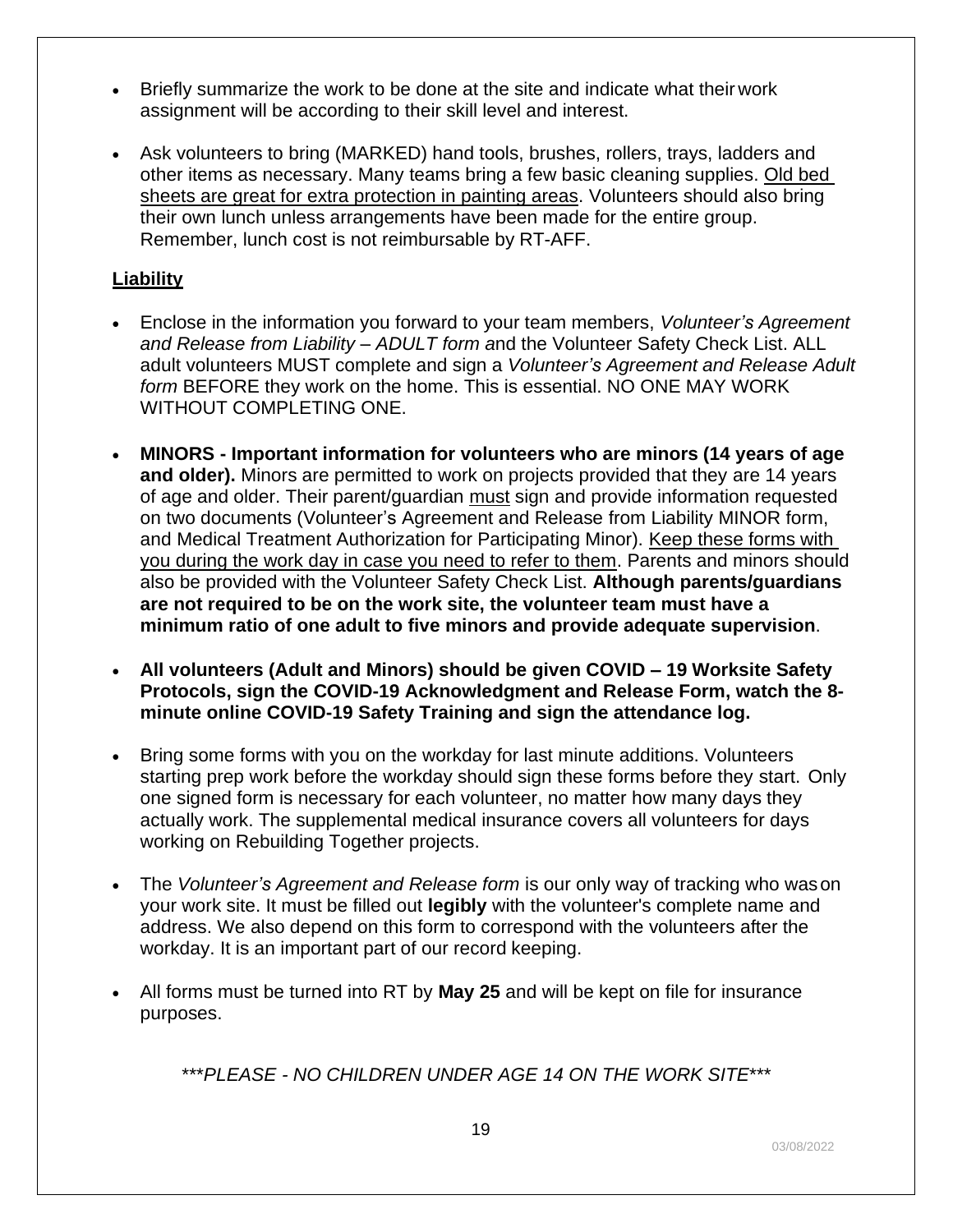- Briefly summarize the work to be done at the site and indicate what their work assignment will be according to their skill level and interest.

- Ask volunteers to bring (MARKED) hand tools, brushes, rollers, trays, ladders and other items as necessary. Many teams bring a few basic cleaning supplies. Old bed sheets are great for extra protection in painting areas. Volunteers should also bring their own lunch unless arrangements have been made for the entire group. Remember, lunch cost is not reimbursable by RT-AFF.

## Liability

- Enclose in the information you forward to your team members, *Volunteer's Agreement and Release from Liability – ADULT form a*nd the Volunteer Safety Check List. ALL adult volunteers MUST complete and sign a *Volunteer's Agreement and Release Adult form* BEFORE they work on the home. This is essential. NO ONE MAY WORK WITHOUT COMPLETING ONE.

- **MINORS - Important information for volunteers who are minors (14 years of age and older).** Minors are permitted to work on projects provided that they are 14 years of age and older. Their parent/guardian must sign and provide information requested on two documents (Volunteer's Agreement and Release from Liability MINOR form, and Medical Treatment Authorization for Participating Minor). Keep these forms with you during the work day in case you need to refer to them. Parents and minors should also be provided with the Volunteer Safety Check List. **Although parents/guardians are not required to be on the work site, the volunteer team must have a minimum ratio of one adult to five minors and provide adequate supervision**.

- **All volunteers (Adult and Minors) should be given COVID – 19 Worksite Safety Protocols, sign the COVID-19 Acknowledgment and Release Form, watch the 8-minute online COVID-19 Safety Training and sign the attendance log.**

- Bring some forms with you on the workday for last minute additions. Volunteers starting prep work before the workday should sign these forms before they start. Only one signed form is necessary for each volunteer, no matter how many days they actually work. The supplemental medical insurance covers all volunteers for days working on Rebuilding Together projects.

- The *Volunteer's Agreement and Release form* is our only way of tracking who was on your work site. It must be filled out **legibly** with the volunteer's complete name and address. We also depend on this form to correspond with the volunteers after the workday. It is an important part of our record keeping.

- All forms must be turned into RT by **May 25** and will be kept on file for insurance purposes.

****PLEASE - NO CHILDREN UNDER AGE 14 ON THE WORK SITE****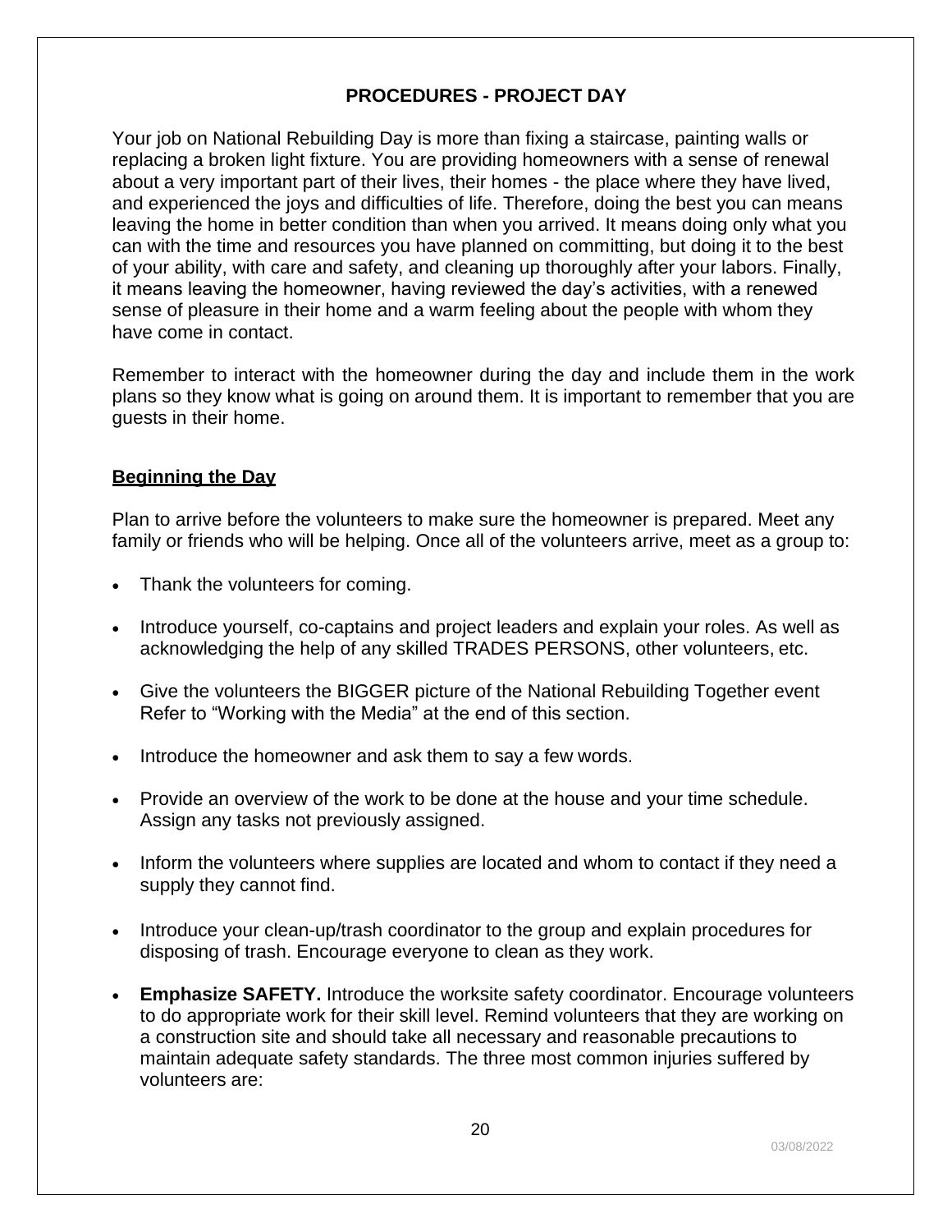## PROCEDURES - PROJECT DAY

Your job on National Rebuilding Day is more than fixing a staircase, painting walls or replacing a broken light fixture. You are providing homeowners with a sense of renewal about a very important part of their lives, their homes - the place where they have lived, and experienced the joys and difficulties of life. Therefore, doing the best you can means leaving the home in better condition than when you arrived. It means doing only what you can with the time and resources you have planned on committing, but doing it to the best of your ability, with care and safety, and cleaning up thoroughly after your labors. Finally, it means leaving the homeowner, having reviewed the day's activities, with a renewed sense of pleasure in their home and a warm feeling about the people with whom they have come in contact.

Remember to interact with the homeowner during the day and include them in the work plans so they know what is going on around them. It is important to remember that you are guests in their home.

### Beginning the Day

Plan to arrive before the volunteers to make sure the homeowner is prepared. Meet any family or friends who will be helping. Once all of the volunteers arrive, meet as a group to:

- Thank the volunteers for coming.
- Introduce yourself, co-captains and project leaders and explain your roles. As well as acknowledging the help of any skilled TRADES PERSONS, other volunteers, etc.
- Give the volunteers the BIGGER picture of the National Rebuilding Together event Refer to "Working with the Media" at the end of this section.
- Introduce the homeowner and ask them to say a few words.
- Provide an overview of the work to be done at the house and your time schedule. Assign any tasks not previously assigned.
- Inform the volunteers where supplies are located and whom to contact if they need a supply they cannot find.
- Introduce your clean-up/trash coordinator to the group and explain procedures for disposing of trash. Encourage everyone to clean as they work.
- **Emphasize SAFETY.** Introduce the worksite safety coordinator. Encourage volunteers to do appropriate work for their skill level. Remind volunteers that they are working on a construction site and should take all necessary and reasonable precautions to maintain adequate safety standards. The three most common injuries suffered by volunteers are: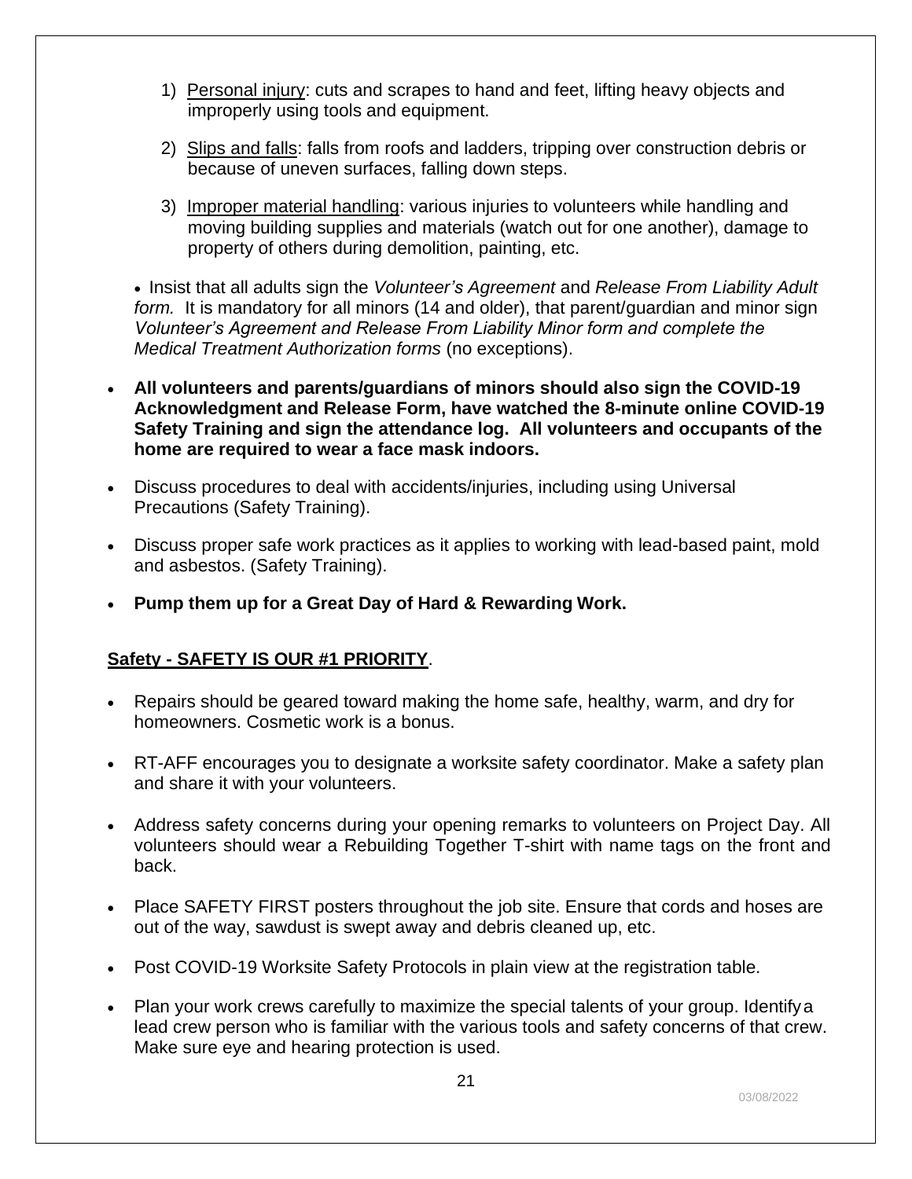1) Personal injury: cuts and scrapes to hand and feet, lifting heavy objects and improperly using tools and equipment.

2) Slips and falls: falls from roofs and ladders, tripping over construction debris or because of uneven surfaces, falling down steps.

3) Improper material handling: various injuries to volunteers while handling and moving building supplies and materials (watch out for one another), damage to property of others during demolition, painting, etc.

- Insist that all adults sign the *Volunteer's Agreement* and *Release From Liability Adult form.* It is mandatory for all minors (14 and older), that parent/guardian and minor sign *Volunteer's Agreement and Release From Liability Minor form and complete the Medical Treatment Authorization forms* (no exceptions).

- **All volunteers and parents/guardians of minors should also sign the COVID-19 Acknowledgment and Release Form, have watched the 8-minute online COVID-19 Safety Training and sign the attendance log. All volunteers and occupants of the home are required to wear a face mask indoors.**
- Discuss procedures to deal with accidents/injuries, including using Universal Precautions (Safety Training).
- Discuss proper safe work practices as it applies to working with lead-based paint, mold and asbestos. (Safety Training).
- **Pump them up for a Great Day of Hard & Rewarding Work.**

## Safety - SAFETY IS OUR #1 PRIORITY.

- Repairs should be geared toward making the home safe, healthy, warm, and dry for homeowners. Cosmetic work is a bonus.
- RT-AFF encourages you to designate a worksite safety coordinator. Make a safety plan and share it with your volunteers.
- Address safety concerns during your opening remarks to volunteers on Project Day. All volunteers should wear a Rebuilding Together T-shirt with name tags on the front and back.
- Place SAFETY FIRST posters throughout the job site. Ensure that cords and hoses are out of the way, sawdust is swept away and debris cleaned up, etc.
- Post COVID-19 Worksite Safety Protocols in plain view at the registration table.
- Plan your work crews carefully to maximize the special talents of your group. Identify a lead crew person who is familiar with the various tools and safety concerns of that crew. Make sure eye and hearing protection is used.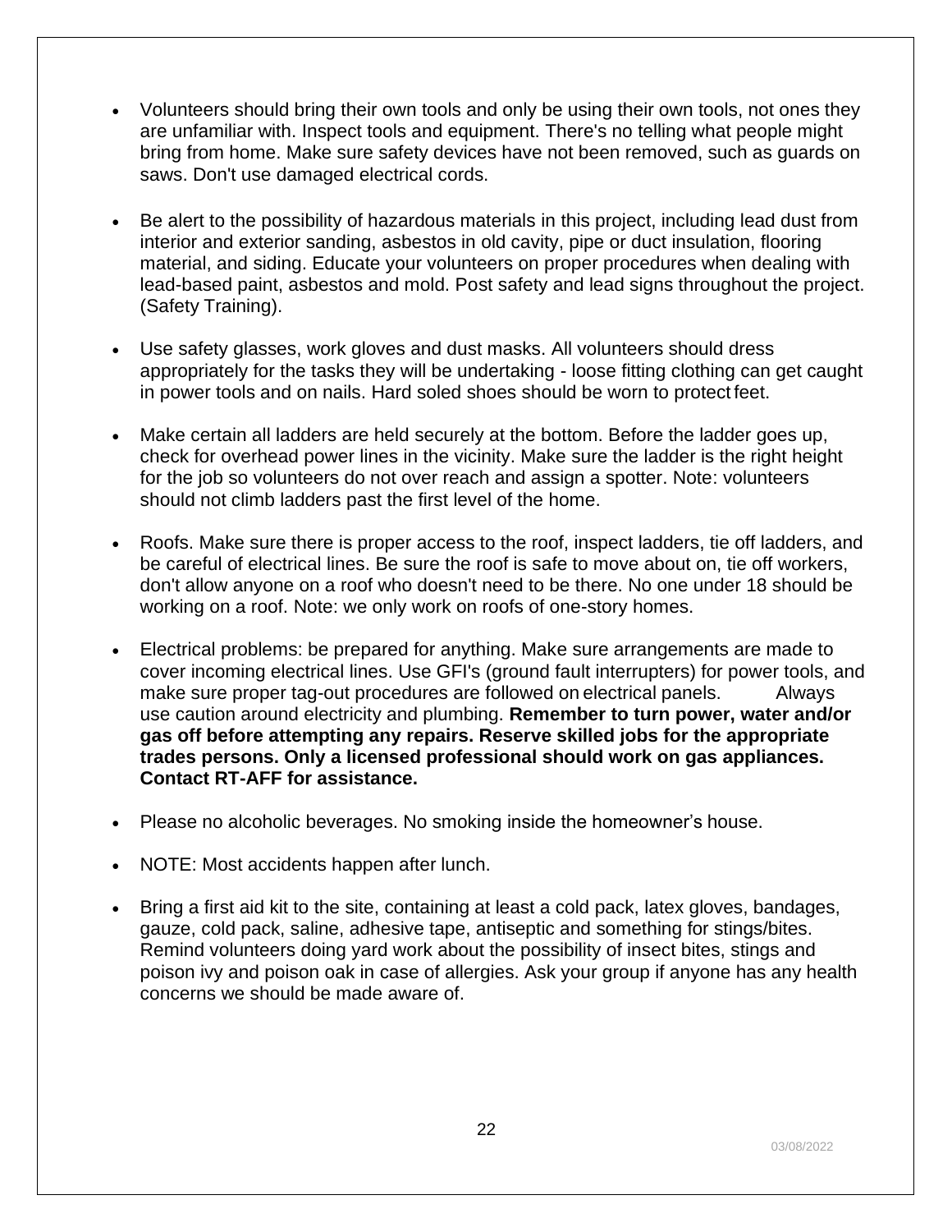- Volunteers should bring their own tools and only be using their own tools, not ones they are unfamiliar with. Inspect tools and equipment. There's no telling what people might bring from home. Make sure safety devices have not been removed, such as guards on saws. Don't use damaged electrical cords.

- Be alert to the possibility of hazardous materials in this project, including lead dust from interior and exterior sanding, asbestos in old cavity, pipe or duct insulation, flooring material, and siding. Educate your volunteers on proper procedures when dealing with lead-based paint, asbestos and mold. Post safety and lead signs throughout the project. (Safety Training).

- Use safety glasses, work gloves and dust masks. All volunteers should dress appropriately for the tasks they will be undertaking - loose fitting clothing can get caught in power tools and on nails. Hard soled shoes should be worn to protect feet.

- Make certain all ladders are held securely at the bottom. Before the ladder goes up, check for overhead power lines in the vicinity. Make sure the ladder is the right height for the job so volunteers do not over reach and assign a spotter. Note: volunteers should not climb ladders past the first level of the home.

- Roofs. Make sure there is proper access to the roof, inspect ladders, tie off ladders, and be careful of electrical lines. Be sure the roof is safe to move about on, tie off workers, don't allow anyone on a roof who doesn't need to be there. No one under 18 should be working on a roof. Note: we only work on roofs of one-story homes.

- Electrical problems: be prepared for anything. Make sure arrangements are made to cover incoming electrical lines. Use GFI's (ground fault interrupters) for power tools, and make sure proper tag-out procedures are followed on electrical panels. Always use caution around electricity and plumbing. **Remember to turn power, water and/or gas off before attempting any repairs. Reserve skilled jobs for the appropriate trades persons. Only a licensed professional should work on gas appliances. Contact RT-AFF for assistance.**

- Please no alcoholic beverages. No smoking inside the homeowner's house.

- NOTE: Most accidents happen after lunch.

- Bring a first aid kit to the site, containing at least a cold pack, latex gloves, bandages, gauze, cold pack, saline, adhesive tape, antiseptic and something for stings/bites. Remind volunteers doing yard work about the possibility of insect bites, stings and poison ivy and poison oak in case of allergies. Ask your group if anyone has any health concerns we should be made aware of.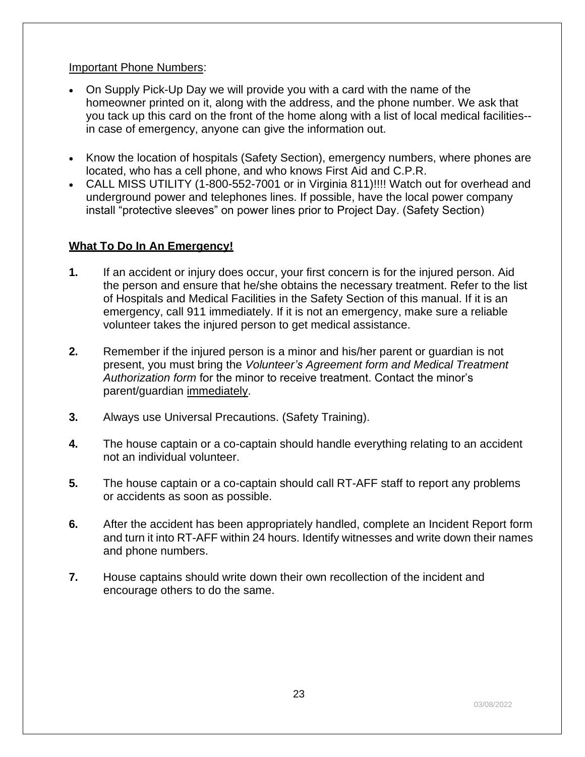Important Phone Numbers:

- On Supply Pick-Up Day we will provide you with a card with the name of the homeowner printed on it, along with the address, and the phone number. We ask that you tack up this card on the front of the home along with a list of local medical facilities--in case of emergency, anyone can give the information out.
- Know the location of hospitals (Safety Section), emergency numbers, where phones are located, who has a cell phone, and who knows First Aid and C.P.R.
- CALL MISS UTILITY (1-800-552-7001 or in Virginia 811)!!!! Watch out for overhead and underground power and telephones lines. If possible, have the local power company install "protective sleeves" on power lines prior to Project Day. (Safety Section)

## **What To Do In An Emergency!**

**1.** If an accident or injury does occur, your first concern is for the injured person. Aid the person and ensure that he/she obtains the necessary treatment. Refer to the list of Hospitals and Medical Facilities in the Safety Section of this manual. If it is an emergency, call 911 immediately. If it is not an emergency, make sure a reliable volunteer takes the injured person to get medical assistance.

**2.** Remember if the injured person is a minor and his/her parent or guardian is not present, you must bring the *Volunteer's Agreement form and Medical Treatment Authorization form* for the minor to receive treatment. Contact the minor's parent/guardian immediately.

**3.** Always use Universal Precautions. (Safety Training).

**4.** The house captain or a co-captain should handle everything relating to an accident not an individual volunteer.

**5.** The house captain or a co-captain should call RT-AFF staff to report any problems or accidents as soon as possible.

**6.** After the accident has been appropriately handled, complete an Incident Report form and turn it into RT-AFF within 24 hours. Identify witnesses and write down their names and phone numbers.

**7.** House captains should write down their own recollection of the incident and encourage others to do the same.

03/08/2022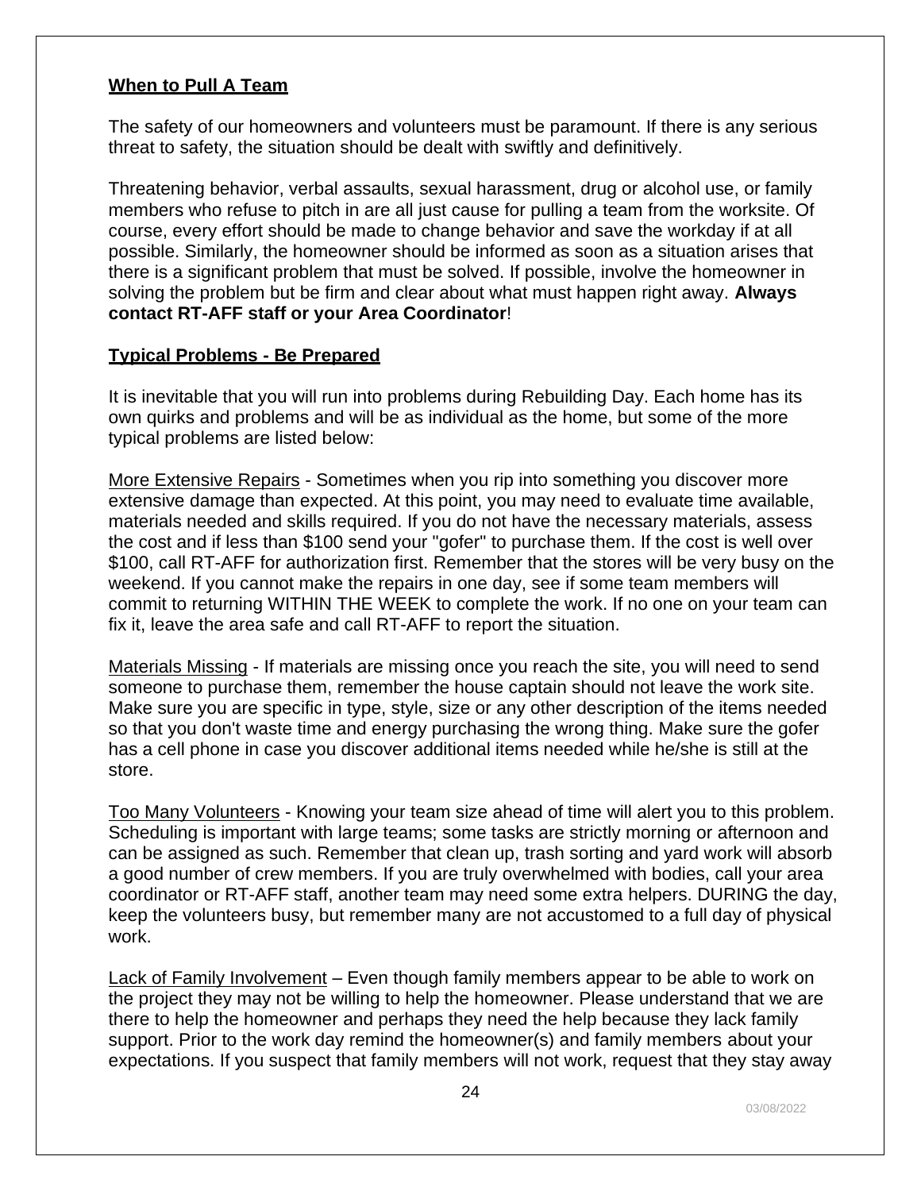## When to Pull A Team

The safety of our homeowners and volunteers must be paramount. If there is any serious threat to safety, the situation should be dealt with swiftly and definitively.

Threatening behavior, verbal assaults, sexual harassment, drug or alcohol use, or family members who refuse to pitch in are all just cause for pulling a team from the worksite. Of course, every effort should be made to change behavior and save the workday if at all possible. Similarly, the homeowner should be informed as soon as a situation arises that there is a significant problem that must be solved. If possible, involve the homeowner in solving the problem but be firm and clear about what must happen right away. **Always contact RT-AFF staff or your Area Coordinator**!

## Typical Problems - Be Prepared

It is inevitable that you will run into problems during Rebuilding Day. Each home has its own quirks and problems and will be as individual as the home, but some of the more typical problems are listed below:

More Extensive Repairs - Sometimes when you rip into something you discover more extensive damage than expected. At this point, you may need to evaluate time available, materials needed and skills required. If you do not have the necessary materials, assess the cost and if less than $100 send your "gofer" to purchase them. If the cost is well over $100, call RT-AFF for authorization first. Remember that the stores will be very busy on the weekend. If you cannot make the repairs in one day, see if some team members will commit to returning WITHIN THE WEEK to complete the work. If no one on your team can fix it, leave the area safe and call RT-AFF to report the situation.

Materials Missing - If materials are missing once you reach the site, you will need to send someone to purchase them, remember the house captain should not leave the work site. Make sure you are specific in type, style, size or any other description of the items needed so that you don't waste time and energy purchasing the wrong thing. Make sure the gofer has a cell phone in case you discover additional items needed while he/she is still at the store.

Too Many Volunteers - Knowing your team size ahead of time will alert you to this problem. Scheduling is important with large teams; some tasks are strictly morning or afternoon and can be assigned as such. Remember that clean up, trash sorting and yard work will absorb a good number of crew members. If you are truly overwhelmed with bodies, call your area coordinator or RT-AFF staff, another team may need some extra helpers. DURING the day, keep the volunteers busy, but remember many are not accustomed to a full day of physical work.

Lack of Family Involvement – Even though family members appear to be able to work on the project they may not be willing to help the homeowner. Please understand that we are there to help the homeowner and perhaps they need the help because they lack family support. Prior to the work day remind the homeowner(s) and family members about your expectations. If you suspect that family members will not work, request that they stay away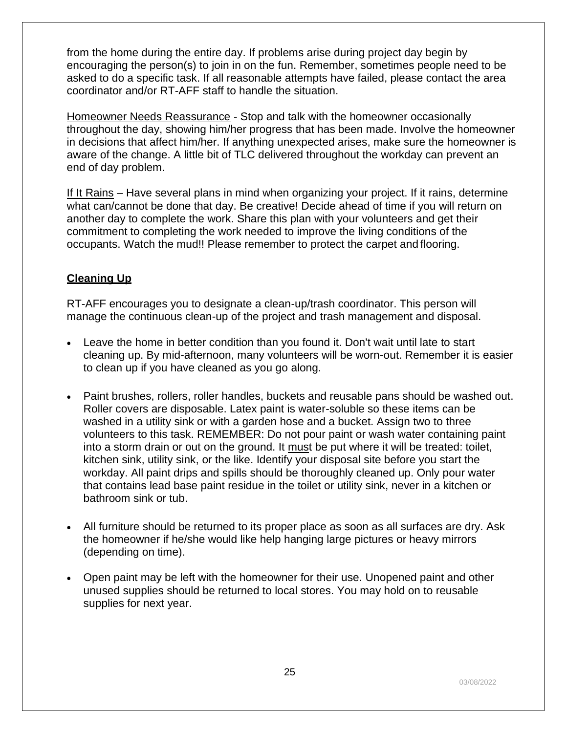from the home during the entire day. If problems arise during project day begin by encouraging the person(s) to join in on the fun. Remember, sometimes people need to be asked to do a specific task. If all reasonable attempts have failed, please contact the area coordinator and/or RT-AFF staff to handle the situation.

<u>Homeowner Needs Reassurance</u> - Stop and talk with the homeowner occasionally throughout the day, showing him/her progress that has been made. Involve the homeowner in decisions that affect him/her. If anything unexpected arises, make sure the homeowner is aware of the change. A little bit of TLC delivered throughout the workday can prevent an end of day problem.

<u>If It Rains</u> – Have several plans in mind when organizing your project. If it rains, determine what can/cannot be done that day. Be creative! Decide ahead of time if you will return on another day to complete the work. Share this plan with your volunteers and get their commitment to completing the work needed to improve the living conditions of the occupants. Watch the mud!! Please remember to protect the carpet and flooring.

## **<u>Cleaning Up</u>**

RT-AFF encourages you to designate a clean-up/trash coordinator. This person will manage the continuous clean-up of the project and trash management and disposal.

- Leave the home in better condition than you found it. Don't wait until late to start cleaning up. By mid-afternoon, many volunteers will be worn-out. Remember it is easier to clean up if you have cleaned as you go along.
- Paint brushes, rollers, roller handles, buckets and reusable pans should be washed out. Roller covers are disposable. Latex paint is water-soluble so these items can be washed in a utility sink or with a garden hose and a bucket. Assign two to three volunteers to this task. REMEMBER: Do not pour paint or wash water containing paint into a storm drain or out on the ground. It <u>must</u> be put where it will be treated: toilet, kitchen sink, utility sink, or the like. Identify your disposal site before you start the workday. All paint drips and spills should be thoroughly cleaned up. Only pour water that contains lead base paint residue in the toilet or utility sink, never in a kitchen or bathroom sink or tub.
- All furniture should be returned to its proper place as soon as all surfaces are dry. Ask the homeowner if he/she would like help hanging large pictures or heavy mirrors (depending on time).
- Open paint may be left with the homeowner for their use. Unopened paint and other unused supplies should be returned to local stores. You may hold on to reusable supplies for next year.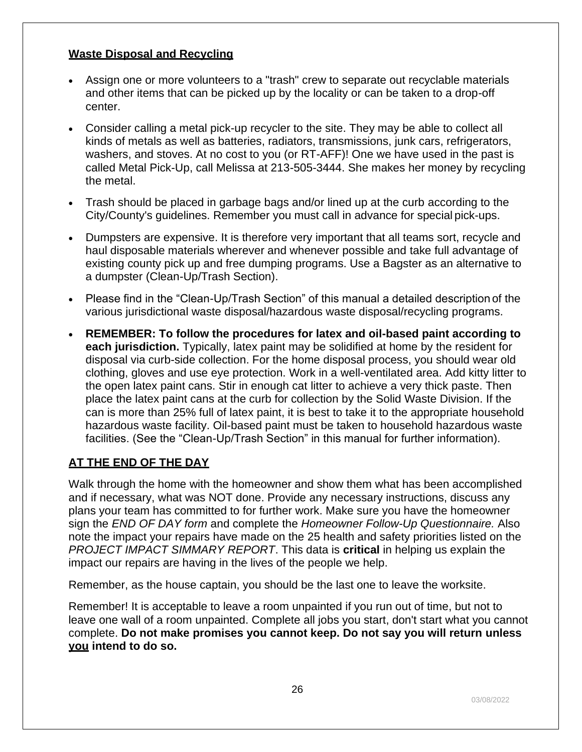## Waste Disposal and Recycling

- Assign one or more volunteers to a "trash" crew to separate out recyclable materials and other items that can be picked up by the locality or can be taken to a drop-off center.
- Consider calling a metal pick-up recycler to the site. They may be able to collect all kinds of metals as well as batteries, radiators, transmissions, junk cars, refrigerators, washers, and stoves. At no cost to you (or RT-AFF)! One we have used in the past is called Metal Pick-Up, call Melissa at 213-505-3444. She makes her money by recycling the metal.
- Trash should be placed in garbage bags and/or lined up at the curb according to the City/County's guidelines. Remember you must call in advance for special pick-ups.
- Dumpsters are expensive. It is therefore very important that all teams sort, recycle and haul disposable materials wherever and whenever possible and take full advantage of existing county pick up and free dumping programs. Use a Bagster as an alternative to a dumpster (Clean-Up/Trash Section).
- Please find in the "Clean-Up/Trash Section" of this manual a detailed description of the various jurisdictional waste disposal/hazardous waste disposal/recycling programs.
- **REMEMBER: To follow the procedures for latex and oil-based paint according to each jurisdiction.** Typically, latex paint may be solidified at home by the resident for disposal via curb-side collection. For the home disposal process, you should wear old clothing, gloves and use eye protection. Work in a well-ventilated area. Add kitty litter to the open latex paint cans. Stir in enough cat litter to achieve a very thick paste. Then place the latex paint cans at the curb for collection by the Solid Waste Division. If the can is more than 25% full of latex paint, it is best to take it to the appropriate household hazardous waste facility. Oil-based paint must be taken to household hazardous waste facilities. (See the "Clean-Up/Trash Section" in this manual for further information).

## AT THE END OF THE DAY

Walk through the home with the homeowner and show them what has been accomplished and if necessary, what was NOT done. Provide any necessary instructions, discuss any plans your team has committed to for further work. Make sure you have the homeowner sign the *END OF DAY form* and complete the *Homeowner Follow-Up Questionnaire.* Also note the impact your repairs have made on the 25 health and safety priorities listed on the *PROJECT IMPACT SIMMARY REPORT*. This data is **critical** in helping us explain the impact our repairs are having in the lives of the people we help.

Remember, as the house captain, you should be the last one to leave the worksite.

Remember! It is acceptable to leave a room unpainted if you run out of time, but not to leave one wall of a room unpainted. Complete all jobs you start, don't start what you cannot complete. **Do not make promises you cannot keep. Do not say you will return unless <u>you</u> intend to do so.**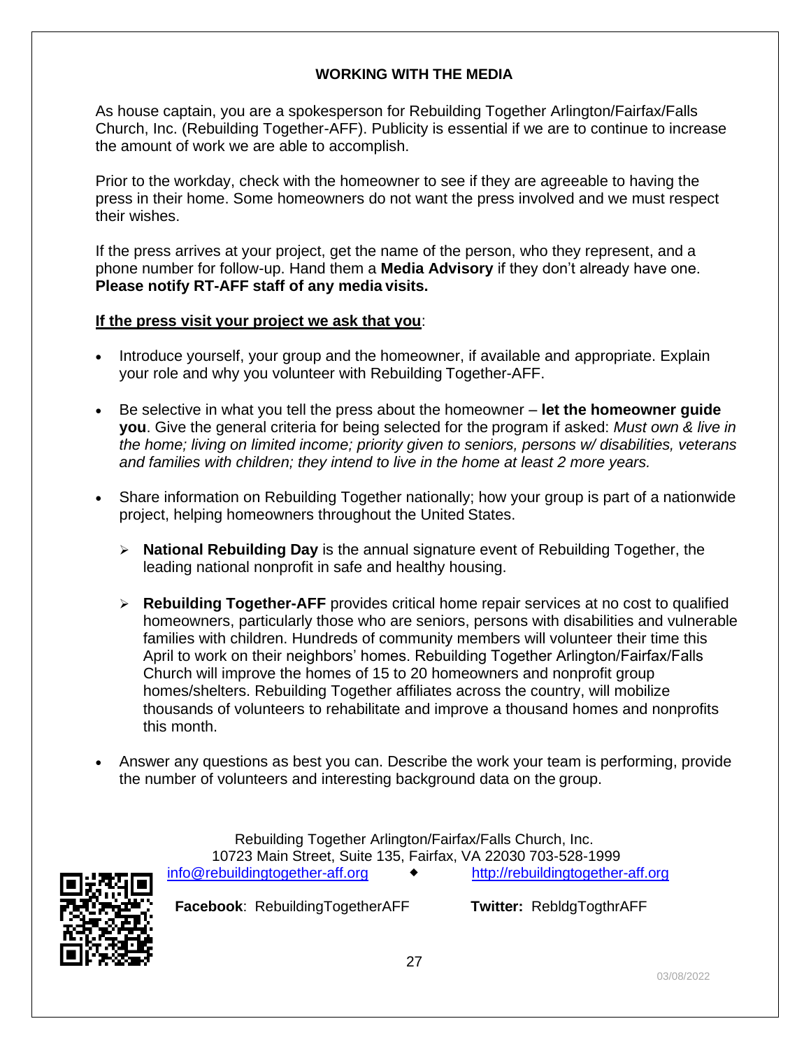## WORKING WITH THE MEDIA

As house captain, you are a spokesperson for Rebuilding Together Arlington/Fairfax/Falls Church, Inc. (Rebuilding Together-AFF). Publicity is essential if we are to continue to increase the amount of work we are able to accomplish.

Prior to the workday, check with the homeowner to see if they are agreeable to having the press in their home. Some homeowners do not want the press involved and we must respect their wishes.

If the press arrives at your project, get the name of the person, who they represent, and a phone number for follow-up. Hand them a **Media Advisory** if they don't already have one. **Please notify RT-AFF staff of any media visits.**

**<u>If the press visit your project we ask that you</u>**:

- Introduce yourself, your group and the homeowner, if available and appropriate. Explain your role and why you volunteer with Rebuilding Together-AFF.
- Be selective in what you tell the press about the homeowner – **let the homeowner guide you**. Give the general criteria for being selected for the program if asked: *Must own & live in the home; living on limited income; priority given to seniors, persons w/ disabilities, veterans and families with children; they intend to live in the home at least 2 more years.*
- Share information on Rebuilding Together nationally; how your group is part of a nationwide project, helping homeowners throughout the United States.
  - **National Rebuilding Day** is the annual signature event of Rebuilding Together, the leading national nonprofit in safe and healthy housing.
  - **Rebuilding Together-AFF** provides critical home repair services at no cost to qualified homeowners, particularly those who are seniors, persons with disabilities and vulnerable families with children. Hundreds of community members will volunteer their time this April to work on their neighbors' homes. Rebuilding Together Arlington/Fairfax/Falls Church will improve the homes of 15 to 20 homeowners and nonprofit group homes/shelters. Rebuilding Together affiliates across the country, will mobilize thousands of volunteers to rehabilitate and improve a thousand homes and nonprofits this month.
- Answer any questions as best you can. Describe the work your team is performing, provide the number of volunteers and interesting background data on the group.

Rebuilding Together Arlington/Fairfax/Falls Church, Inc.
10723 Main Street, Suite 135, Fairfax, VA 22030 703-528-1999
info@rebuildingtogether-aff.org ◆ http://rebuildingtogether-aff.org

**Facebook**: RebuildingTogetherAFF **Twitter:** RebldgTogthrAFF

03/08/2022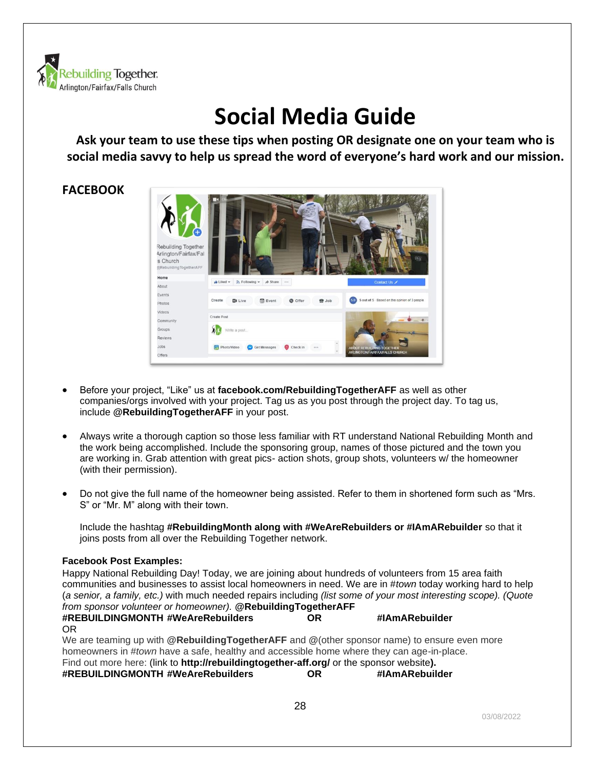Rebuilding Together
Arlington/Fairfax/Falls Church

# Social Media Guide

**Ask your team to use these tips when posting OR designate one on your team who is social media savvy to help us spread the word of everyone's hard work and our mission.**

## FACEBOOK

- Before your project, "Like" us at **facebook.com/RebuildingTogetherAFF** as well as other companies/orgs involved with your project. Tag us as you post through the project day. To tag us, include **@RebuildingTogetherAFF** in your post.

- Always write a thorough caption so those less familiar with RT understand National Rebuilding Month and the work being accomplished. Include the sponsoring group, names of those pictured and the town you are working in. Grab attention with great pics- action shots, group shots, volunteers w/ the homeowner (with their permission).

- Do not give the full name of the homeowner being assisted. Refer to them in shortened form such as "Mrs. S" or "Mr. M" along with their town.

  Include the hashtag **#RebuildingMonth along with #WeAreRebuilders or #IAmARebuilder** so that it joins posts from all over the Rebuilding Together network.

**Facebook Post Examples:**

Happy National Rebuilding Day! Today, we are joining about hundreds of volunteers from 15 area faith communities and businesses to assist local homeowners in need. We are in *#town* today working hard to help (*a senior, a family, etc.)* with much needed repairs including *(list some of your most interesting scope). (Quote from sponsor volunteer or homeowner).* **@RebuildingTogetherAFF**
**#REBUILDINGMONTH #WeAreRebuilders OR #IAmARebuilder**
OR
We are teaming up with **@RebuildingTogetherAFF** and @(other sponsor name) to ensure even more homeowners in *#town* have a safe, healthy and accessible home where they can age-in-place.
Find out more here: (link to **http://rebuildingtogether-aff.org/** or the sponsor website**).**
**#REBUILDINGMONTH #WeAreRebuilders OR #IAmARebuilder**

03/08/2022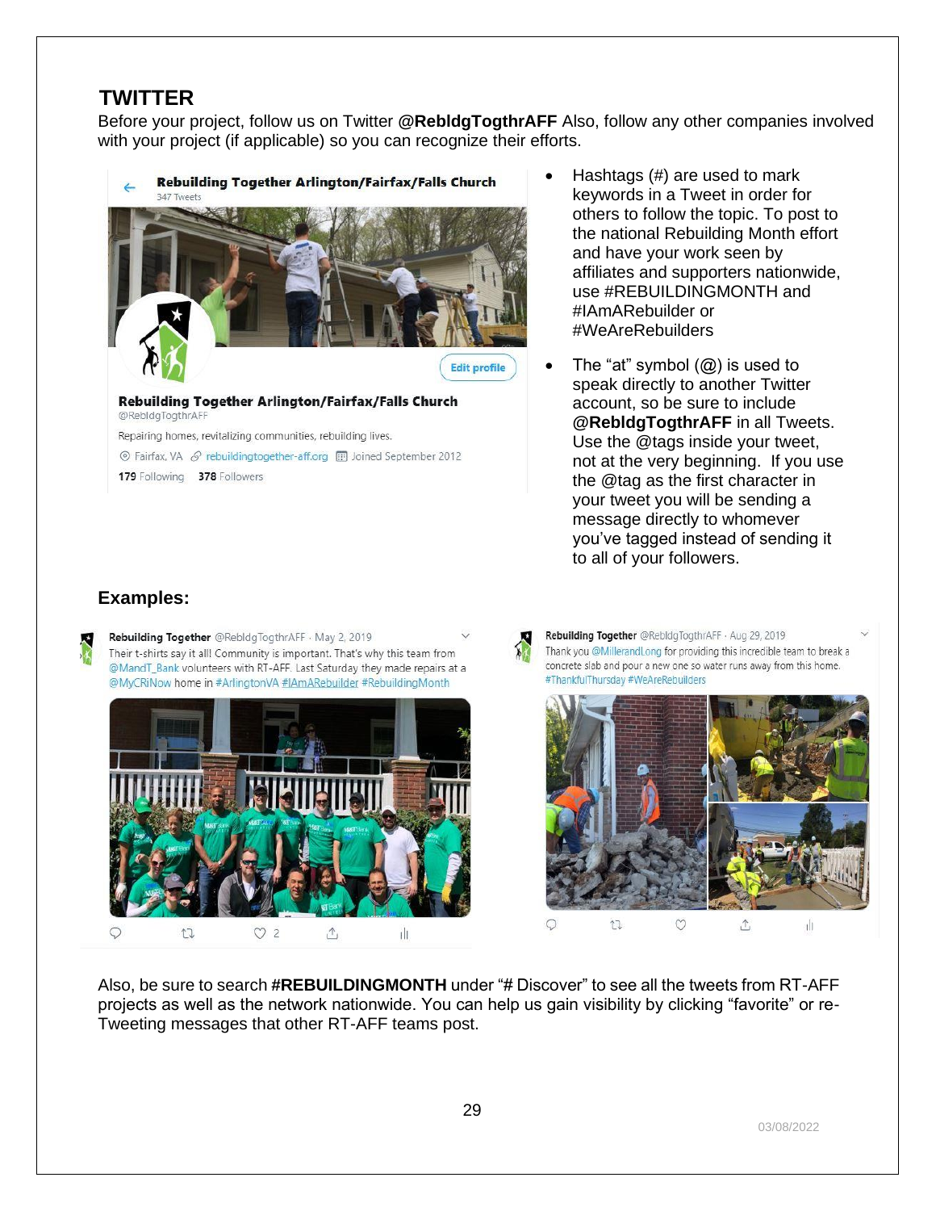## TWITTER

Before your project, follow us on Twitter **@RebldgTogthrAFF** Also, follow any other companies involved with your project (if applicable) so you can recognize their efforts.

- Hashtags (#) are used to mark keywords in a Tweet in order for others to follow the topic. To post to the national Rebuilding Month effort and have your work seen by affiliates and supporters nationwide, use #REBUILDINGMONTH and #IAmARebuilder or #WeAreRebuilders
- The “at” symbol (@) is used to speak directly to another Twitter account, so be sure to include **@RebldgTogthrAFF** in all Tweets. Use the @tags inside your tweet, not at the very beginning. If you use the @tag as the first character in your tweet you will be sending a message directly to whomever you’ve tagged instead of sending it to all of your followers.

### Examples:

Also, be sure to search **#REBUILDINGMONTH** under “# Discover” to see all the tweets from RT-AFF projects as well as the network nationwide. You can help us gain visibility by clicking “favorite” or re-Tweeting messages that other RT-AFF teams post.

03/08/2022